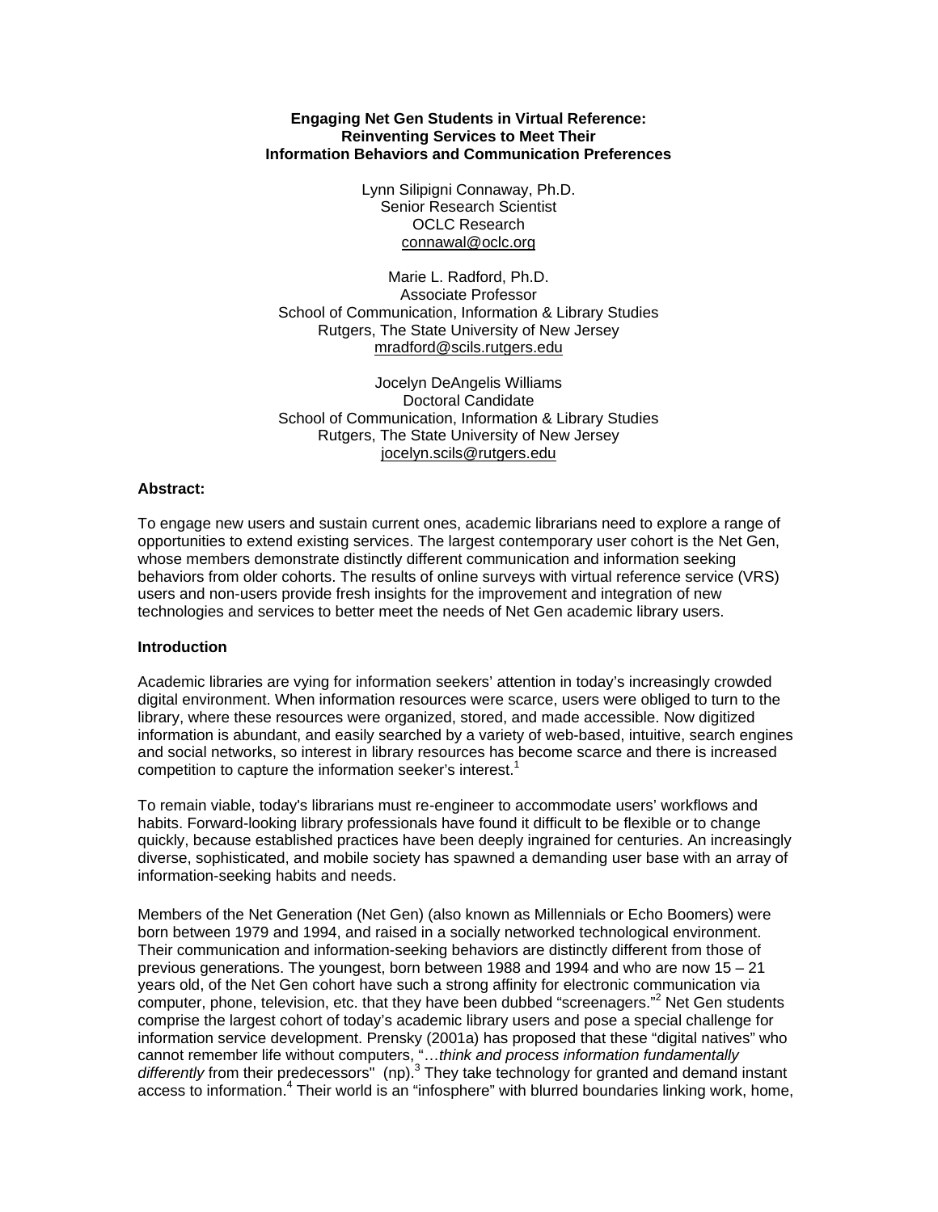# Engaging Net Gen Students in Virtual Reference: Reinventing Services to Meet Their Information Behaviors and Communication Preferences

Lynn Silipigni Connaway, Ph.D.
Senior Research Scientist
OCLC Research
connawal@oclc.org

Marie L. Radford, Ph.D.
Associate Professor
School of Communication, Information & Library Studies
Rutgers, The State University of New Jersey
mradford@scils.rutgers.edu

Jocelyn DeAngelis Williams
Doctoral Candidate
School of Communication, Information & Library Studies
Rutgers, The State University of New Jersey
jocelyn.scils@rutgers.edu

## Abstract:

To engage new users and sustain current ones, academic librarians need to explore a range of opportunities to extend existing services. The largest contemporary user cohort is the Net Gen, whose members demonstrate distinctly different communication and information seeking behaviors from older cohorts. The results of online surveys with virtual reference service (VRS) users and non-users provide fresh insights for the improvement and integration of new technologies and services to better meet the needs of Net Gen academic library users.

## Introduction

Academic libraries are vying for information seekers' attention in today's increasingly crowded digital environment. When information resources were scarce, users were obliged to turn to the library, where these resources were organized, stored, and made accessible. Now digitized information is abundant, and easily searched by a variety of web-based, intuitive, search engines and social networks, so interest in library resources has become scarce and there is increased competition to capture the information seeker's interest.[1]

To remain viable, today's librarians must re-engineer to accommodate users' workflows and habits. Forward-looking library professionals have found it difficult to be flexible or to change quickly, because established practices have been deeply ingrained for centuries. An increasingly diverse, sophisticated, and mobile society has spawned a demanding user base with an array of information-seeking habits and needs.

Members of the Net Generation (Net Gen) (also known as Millennials or Echo Boomers) were born between 1979 and 1994, and raised in a socially networked technological environment. Their communication and information-seeking behaviors are distinctly different from those of previous generations. The youngest, born between 1988 and 1994 and who are now 15 – 21 years old, of the Net Gen cohort have such a strong affinity for electronic communication via computer, phone, television, etc. that they have been dubbed "screenagers."[2] Net Gen students comprise the largest cohort of today's academic library users and pose a special challenge for information service development. Prensky (2001a) has proposed that these "digital natives" who cannot remember life without computers, "…*think and process information fundamentally differently* from their predecessors" (np).[3] They take technology for granted and demand instant access to information.[4] Their world is an "infosphere" with blurred boundaries linking work, home,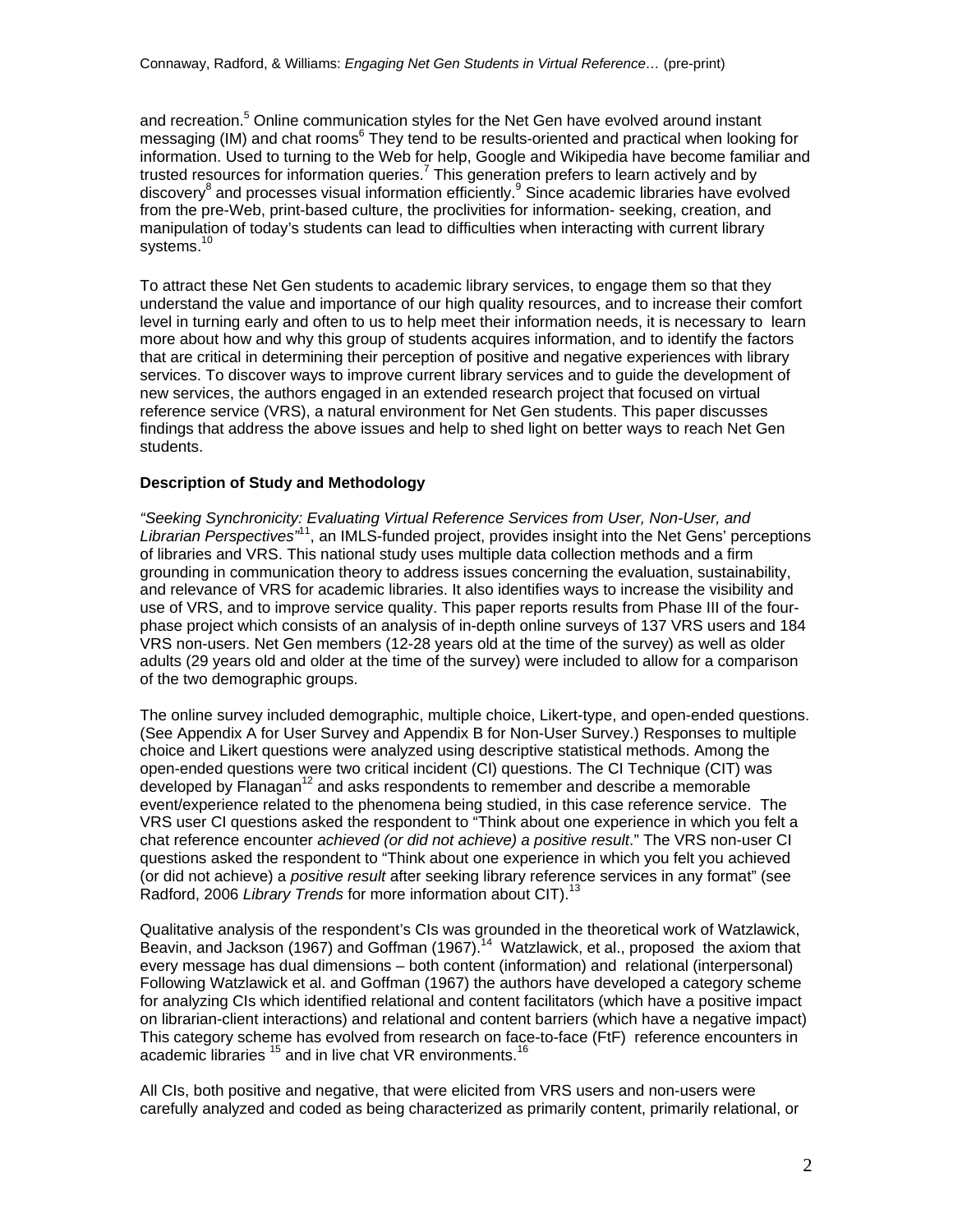and recreation.[5] Online communication styles for the Net Gen have evolved around instant messaging (IM) and chat rooms[6] They tend to be results-oriented and practical when looking for information. Used to turning to the Web for help, Google and Wikipedia have become familiar and trusted resources for information queries.[7] This generation prefers to learn actively and by discovery[8] and processes visual information efficiently.[9] Since academic libraries have evolved from the pre-Web, print-based culture, the proclivities for information- seeking, creation, and manipulation of today's students can lead to difficulties when interacting with current library systems.[10]

To attract these Net Gen students to academic library services, to engage them so that they understand the value and importance of our high quality resources, and to increase their comfort level in turning early and often to us to help meet their information needs, it is necessary to learn more about how and why this group of students acquires information, and to identify the factors that are critical in determining their perception of positive and negative experiences with library services. To discover ways to improve current library services and to guide the development of new services, the authors engaged in an extended research project that focused on virtual reference service (VRS), a natural environment for Net Gen students. This paper discusses findings that address the above issues and help to shed light on better ways to reach Net Gen students.

## Description of Study and Methodology

*"Seeking Synchronicity: Evaluating Virtual Reference Services from User, Non-User, and Librarian Perspectives"*[11], an IMLS-funded project, provides insight into the Net Gens' perceptions of libraries and VRS. This national study uses multiple data collection methods and a firm grounding in communication theory to address issues concerning the evaluation, sustainability, and relevance of VRS for academic libraries. It also identifies ways to increase the visibility and use of VRS, and to improve service quality. This paper reports results from Phase III of the four-phase project which consists of an analysis of in-depth online surveys of 137 VRS users and 184 VRS non-users. Net Gen members (12-28 years old at the time of the survey) as well as older adults (29 years old and older at the time of the survey) were included to allow for a comparison of the two demographic groups.

The online survey included demographic, multiple choice, Likert-type, and open-ended questions. (See Appendix A for User Survey and Appendix B for Non-User Survey.) Responses to multiple choice and Likert questions were analyzed using descriptive statistical methods. Among the open-ended questions were two critical incident (CI) questions. The CI Technique (CIT) was developed by Flanagan[12] and asks respondents to remember and describe a memorable event/experience related to the phenomena being studied, in this case reference service. The VRS user CI questions asked the respondent to "Think about one experience in which you felt a chat reference encounter *achieved (or did not achieve) a positive result*." The VRS non-user CI questions asked the respondent to "Think about one experience in which you felt you achieved (or did not achieve) a *positive result* after seeking library reference services in any format" (see Radford, 2006 *Library Trends* for more information about CIT).[13]

Qualitative analysis of the respondent's CIs was grounded in the theoretical work of Watzlawick, Beavin, and Jackson (1967) and Goffman (1967).[14] Watzlawick, et al., proposed the axiom that every message has dual dimensions – both content (information) and relational (interpersonal) Following Watzlawick et al. and Goffman (1967) the authors have developed a category scheme for analyzing CIs which identified relational and content facilitators (which have a positive impact on librarian-client interactions) and relational and content barriers (which have a negative impact) This category scheme has evolved from research on face-to-face (FtF) reference encounters in academic libraries [15] and in live chat VR environments.[16]

All CIs, both positive and negative, that were elicited from VRS users and non-users were carefully analyzed and coded as being characterized as primarily content, primarily relational, or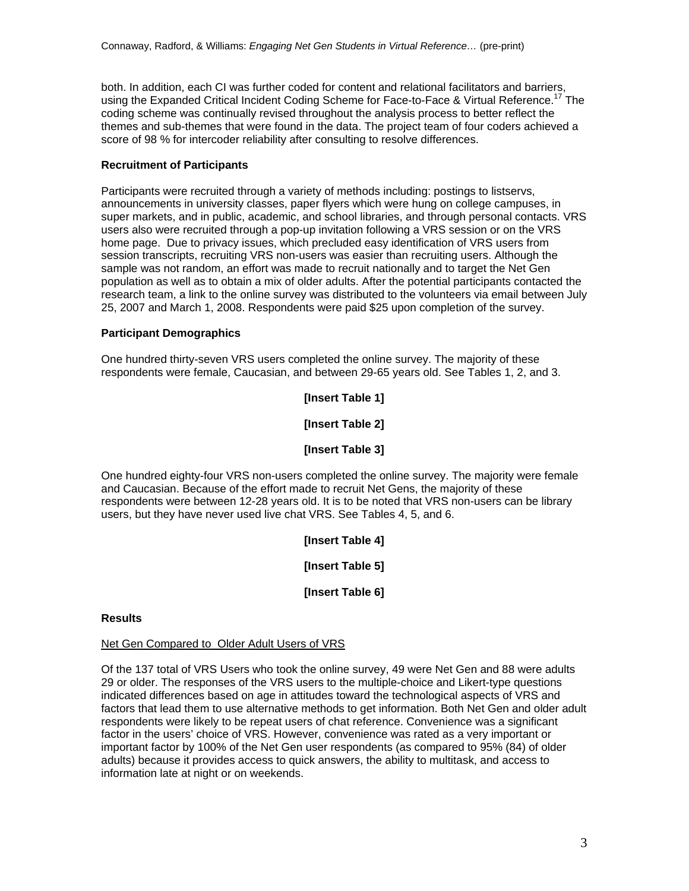both. In addition, each CI was further coded for content and relational facilitators and barriers, using the Expanded Critical Incident Coding Scheme for Face-to-Face & Virtual Reference.[17] The coding scheme was continually revised throughout the analysis process to better reflect the themes and sub-themes that were found in the data. The project team of four coders achieved a score of 98 % for intercoder reliability after consulting to resolve differences.

**Recruitment of Participants**

Participants were recruited through a variety of methods including: postings to listservs, announcements in university classes, paper flyers which were hung on college campuses, in super markets, and in public, academic, and school libraries, and through personal contacts. VRS users also were recruited through a pop-up invitation following a VRS session or on the VRS home page. Due to privacy issues, which precluded easy identification of VRS users from session transcripts, recruiting VRS non-users was easier than recruiting users. Although the sample was not random, an effort was made to recruit nationally and to target the Net Gen population as well as to obtain a mix of older adults. After the potential participants contacted the research team, a link to the online survey was distributed to the volunteers via email between July 25, 2007 and March 1, 2008. Respondents were paid $25 upon completion of the survey.

**Participant Demographics**

One hundred thirty-seven VRS users completed the online survey. The majority of these respondents were female, Caucasian, and between 29-65 years old. See Tables 1, 2, and 3.

**[Insert Table 1]**

**[Insert Table 2]**

**[Insert Table 3]**

One hundred eighty-four VRS non-users completed the online survey. The majority were female and Caucasian. Because of the effort made to recruit Net Gens, the majority of these respondents were between 12-28 years old. It is to be noted that VRS non-users can be library users, but they have never used live chat VRS. See Tables 4, 5, and 6.

**[Insert Table 4]**

**[Insert Table 5]**

**[Insert Table 6]**

**Results**

Net Gen Compared to Older Adult Users of VRS

Of the 137 total of VRS Users who took the online survey, 49 were Net Gen and 88 were adults 29 or older. The responses of the VRS users to the multiple-choice and Likert-type questions indicated differences based on age in attitudes toward the technological aspects of VRS and factors that lead them to use alternative methods to get information. Both Net Gen and older adult respondents were likely to be repeat users of chat reference. Convenience was a significant factor in the users' choice of VRS. However, convenience was rated as a very important or important factor by 100% of the Net Gen user respondents (as compared to 95% (84) of older adults) because it provides access to quick answers, the ability to multitask, and access to information late at night or on weekends.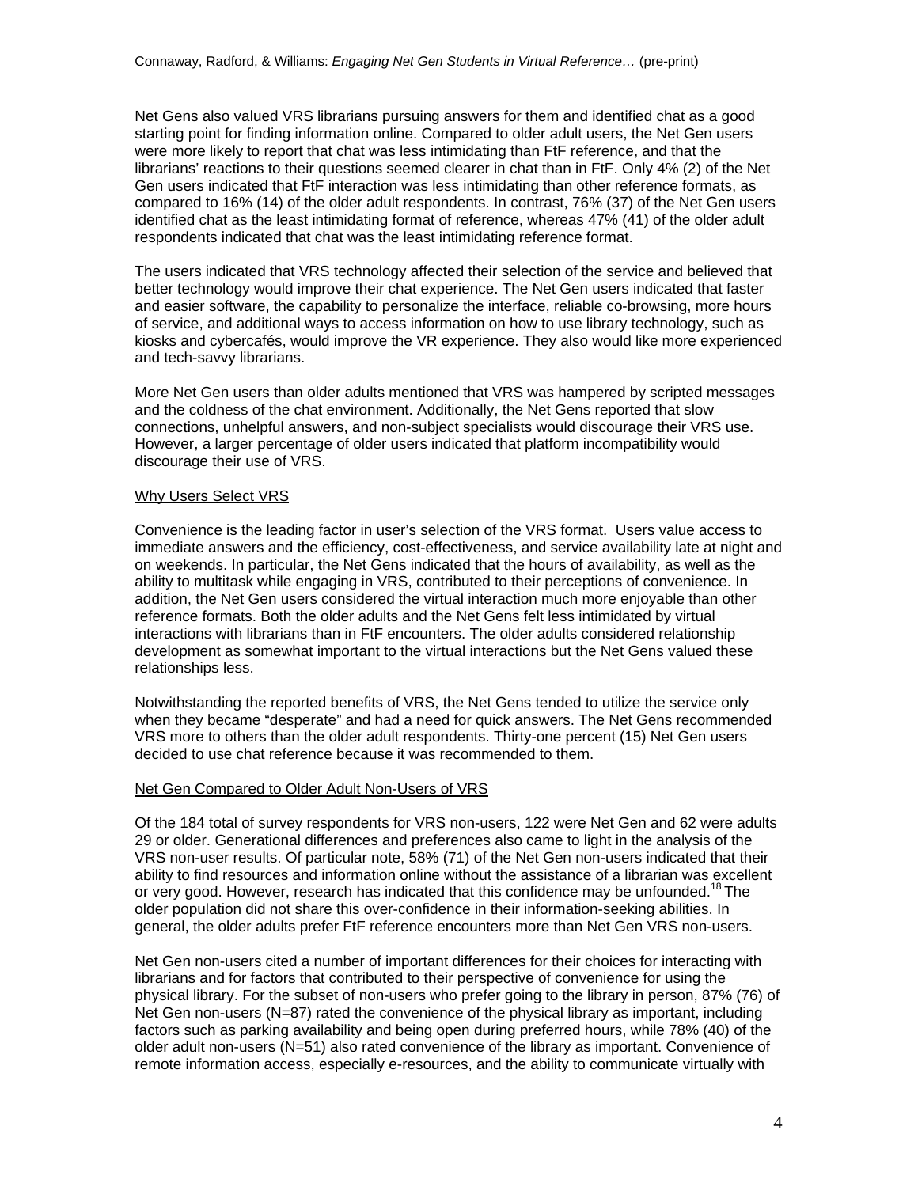Net Gens also valued VRS librarians pursuing answers for them and identified chat as a good starting point for finding information online. Compared to older adult users, the Net Gen users were more likely to report that chat was less intimidating than FtF reference, and that the librarians' reactions to their questions seemed clearer in chat than in FtF. Only 4% (2) of the Net Gen users indicated that FtF interaction was less intimidating than other reference formats, as compared to 16% (14) of the older adult respondents. In contrast, 76% (37) of the Net Gen users identified chat as the least intimidating format of reference, whereas 47% (41) of the older adult respondents indicated that chat was the least intimidating reference format.

The users indicated that VRS technology affected their selection of the service and believed that better technology would improve their chat experience. The Net Gen users indicated that faster and easier software, the capability to personalize the interface, reliable co-browsing, more hours of service, and additional ways to access information on how to use library technology, such as kiosks and cybercafés, would improve the VR experience. They also would like more experienced and tech-savvy librarians.

More Net Gen users than older adults mentioned that VRS was hampered by scripted messages and the coldness of the chat environment. Additionally, the Net Gens reported that slow connections, unhelpful answers, and non-subject specialists would discourage their VRS use. However, a larger percentage of older users indicated that platform incompatibility would discourage their use of VRS.

### Why Users Select VRS

Convenience is the leading factor in user's selection of the VRS format. Users value access to immediate answers and the efficiency, cost-effectiveness, and service availability late at night and on weekends. In particular, the Net Gens indicated that the hours of availability, as well as the ability to multitask while engaging in VRS, contributed to their perceptions of convenience. In addition, the Net Gen users considered the virtual interaction much more enjoyable than other reference formats. Both the older adults and the Net Gens felt less intimidated by virtual interactions with librarians than in FtF encounters. The older adults considered relationship development as somewhat important to the virtual interactions but the Net Gens valued these relationships less.

Notwithstanding the reported benefits of VRS, the Net Gens tended to utilize the service only when they became "desperate" and had a need for quick answers. The Net Gens recommended VRS more to others than the older adult respondents. Thirty-one percent (15) Net Gen users decided to use chat reference because it was recommended to them.

### Net Gen Compared to Older Adult Non-Users of VRS

Of the 184 total of survey respondents for VRS non-users, 122 were Net Gen and 62 were adults 29 or older. Generational differences and preferences also came to light in the analysis of the VRS non-user results. Of particular note, 58% (71) of the Net Gen non-users indicated that their ability to find resources and information online without the assistance of a librarian was excellent or very good. However, research has indicated that this confidence may be unfounded.[18] The older population did not share this over-confidence in their information-seeking abilities. In general, the older adults prefer FtF reference encounters more than Net Gen VRS non-users.

Net Gen non-users cited a number of important differences for their choices for interacting with librarians and for factors that contributed to their perspective of convenience for using the physical library. For the subset of non-users who prefer going to the library in person, 87% (76) of Net Gen non-users (N=87) rated the convenience of the physical library as important, including factors such as parking availability and being open during preferred hours, while 78% (40) of the older adult non-users (N=51) also rated convenience of the library as important. Convenience of remote information access, especially e-resources, and the ability to communicate virtually with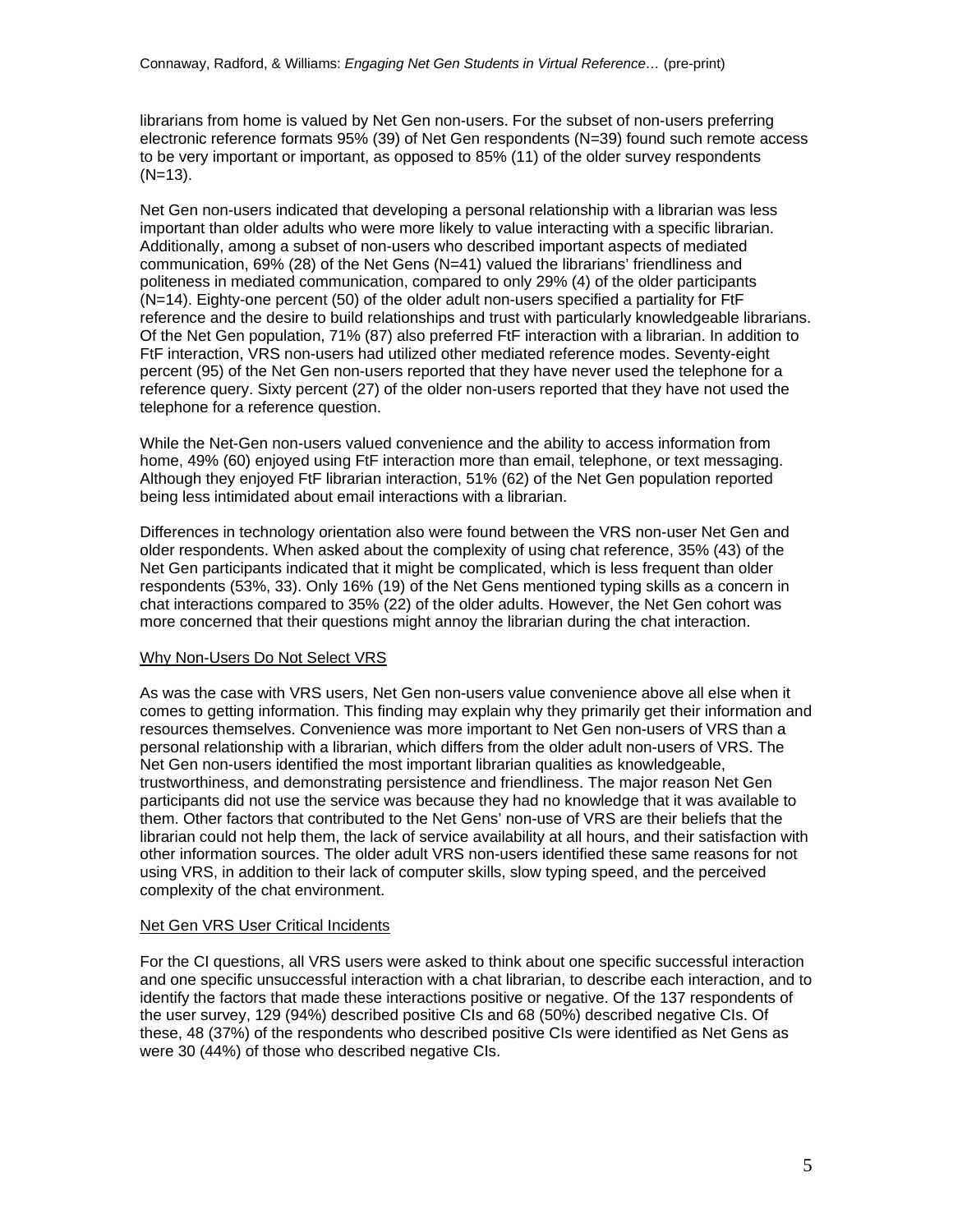librarians from home is valued by Net Gen non-users. For the subset of non-users preferring electronic reference formats 95% (39) of Net Gen respondents (N=39) found such remote access to be very important or important, as opposed to 85% (11) of the older survey respondents (N=13).

Net Gen non-users indicated that developing a personal relationship with a librarian was less important than older adults who were more likely to value interacting with a specific librarian. Additionally, among a subset of non-users who described important aspects of mediated communication, 69% (28) of the Net Gens (N=41) valued the librarians' friendliness and politeness in mediated communication, compared to only 29% (4) of the older participants (N=14). Eighty-one percent (50) of the older adult non-users specified a partiality for FtF reference and the desire to build relationships and trust with particularly knowledgeable librarians. Of the Net Gen population, 71% (87) also preferred FtF interaction with a librarian. In addition to FtF interaction, VRS non-users had utilized other mediated reference modes. Seventy-eight percent (95) of the Net Gen non-users reported that they have never used the telephone for a reference query. Sixty percent (27) of the older non-users reported that they have not used the telephone for a reference question.

While the Net-Gen non-users valued convenience and the ability to access information from home, 49% (60) enjoyed using FtF interaction more than email, telephone, or text messaging. Although they enjoyed FtF librarian interaction, 51% (62) of the Net Gen population reported being less intimidated about email interactions with a librarian.

Differences in technology orientation also were found between the VRS non-user Net Gen and older respondents. When asked about the complexity of using chat reference, 35% (43) of the Net Gen participants indicated that it might be complicated, which is less frequent than older respondents (53%, 33). Only 16% (19) of the Net Gens mentioned typing skills as a concern in chat interactions compared to 35% (22) of the older adults. However, the Net Gen cohort was more concerned that their questions might annoy the librarian during the chat interaction.

<u>Why Non-Users Do Not Select VRS</u>

As was the case with VRS users, Net Gen non-users value convenience above all else when it comes to getting information. This finding may explain why they primarily get their information and resources themselves. Convenience was more important to Net Gen non-users of VRS than a personal relationship with a librarian, which differs from the older adult non-users of VRS. The Net Gen non-users identified the most important librarian qualities as knowledgeable, trustworthiness, and demonstrating persistence and friendliness. The major reason Net Gen participants did not use the service was because they had no knowledge that it was available to them. Other factors that contributed to the Net Gens' non-use of VRS are their beliefs that the librarian could not help them, the lack of service availability at all hours, and their satisfaction with other information sources. The older adult VRS non-users identified these same reasons for not using VRS, in addition to their lack of computer skills, slow typing speed, and the perceived complexity of the chat environment.

<u>Net Gen VRS User Critical Incidents</u>

For the CI questions, all VRS users were asked to think about one specific successful interaction and one specific unsuccessful interaction with a chat librarian, to describe each interaction, and to identify the factors that made these interactions positive or negative. Of the 137 respondents of the user survey, 129 (94%) described positive CIs and 68 (50%) described negative CIs. Of these, 48 (37%) of the respondents who described positive CIs were identified as Net Gens as were 30 (44%) of those who described negative CIs.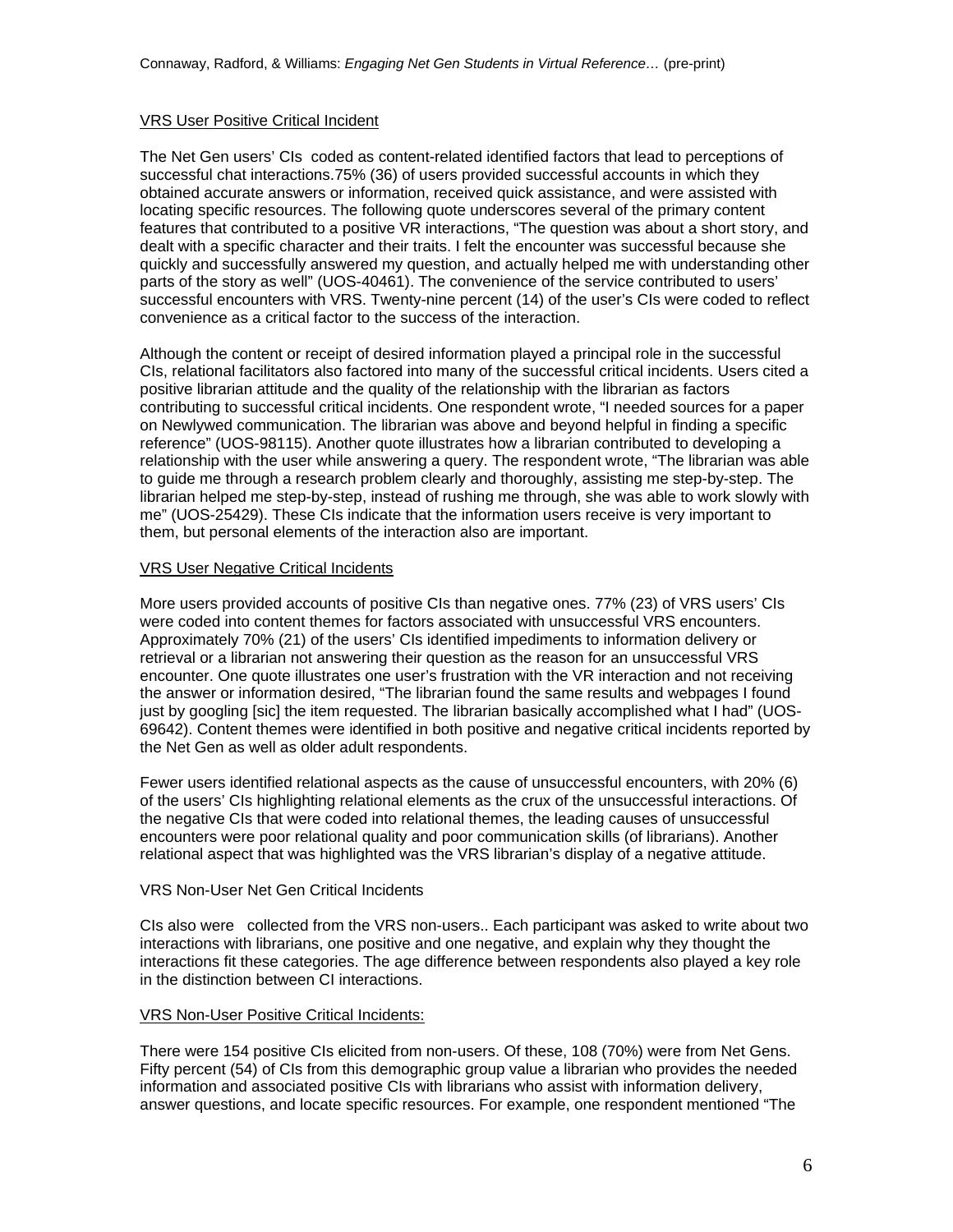VRS User Positive Critical Incident

The Net Gen users' CIs coded as content-related identified factors that lead to perceptions of successful chat interactions.75% (36) of users provided successful accounts in which they obtained accurate answers or information, received quick assistance, and were assisted with locating specific resources. The following quote underscores several of the primary content features that contributed to a positive VR interactions, "The question was about a short story, and dealt with a specific character and their traits. I felt the encounter was successful because she quickly and successfully answered my question, and actually helped me with understanding other parts of the story as well" (UOS-40461). The convenience of the service contributed to users' successful encounters with VRS. Twenty-nine percent (14) of the user's CIs were coded to reflect convenience as a critical factor to the success of the interaction.

Although the content or receipt of desired information played a principal role in the successful CIs, relational facilitators also factored into many of the successful critical incidents. Users cited a positive librarian attitude and the quality of the relationship with the librarian as factors contributing to successful critical incidents. One respondent wrote, "I needed sources for a paper on Newlywed communication. The librarian was above and beyond helpful in finding a specific reference" (UOS-98115). Another quote illustrates how a librarian contributed to developing a relationship with the user while answering a query. The respondent wrote, "The librarian was able to guide me through a research problem clearly and thoroughly, assisting me step-by-step. The librarian helped me step-by-step, instead of rushing me through, she was able to work slowly with me" (UOS-25429). These CIs indicate that the information users receive is very important to them, but personal elements of the interaction also are important.

VRS User Negative Critical Incidents

More users provided accounts of positive CIs than negative ones. 77% (23) of VRS users' CIs were coded into content themes for factors associated with unsuccessful VRS encounters. Approximately 70% (21) of the users' CIs identified impediments to information delivery or retrieval or a librarian not answering their question as the reason for an unsuccessful VRS encounter. One quote illustrates one user's frustration with the VR interaction and not receiving the answer or information desired, "The librarian found the same results and webpages I found just by googling [sic] the item requested. The librarian basically accomplished what I had" (UOS-69642). Content themes were identified in both positive and negative critical incidents reported by the Net Gen as well as older adult respondents.

Fewer users identified relational aspects as the cause of unsuccessful encounters, with 20% (6) of the users' CIs highlighting relational elements as the crux of the unsuccessful interactions. Of the negative CIs that were coded into relational themes, the leading causes of unsuccessful encounters were poor relational quality and poor communication skills (of librarians). Another relational aspect that was highlighted was the VRS librarian's display of a negative attitude.

VRS Non-User Net Gen Critical Incidents

CIs also were collected from the VRS non-users.. Each participant was asked to write about two interactions with librarians, one positive and one negative, and explain why they thought the interactions fit these categories. The age difference between respondents also played a key role in the distinction between CI interactions.

VRS Non-User Positive Critical Incidents:

There were 154 positive CIs elicited from non-users. Of these, 108 (70%) were from Net Gens. Fifty percent (54) of CIs from this demographic group value a librarian who provides the needed information and associated positive CIs with librarians who assist with information delivery, answer questions, and locate specific resources. For example, one respondent mentioned "The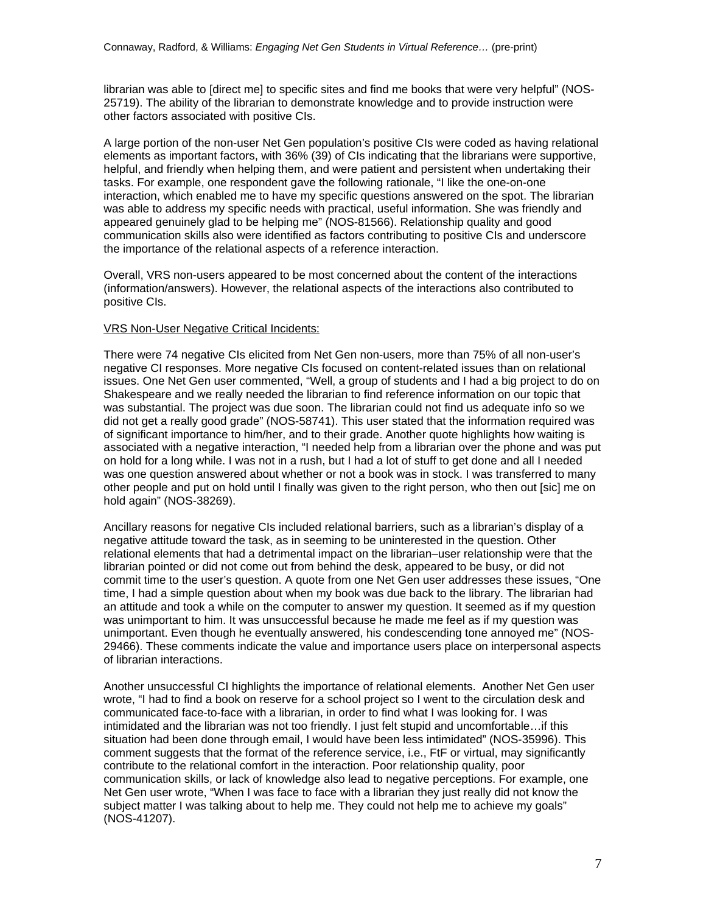librarian was able to [direct me] to specific sites and find me books that were very helpful" (NOS-25719). The ability of the librarian to demonstrate knowledge and to provide instruction were other factors associated with positive CIs.

A large portion of the non-user Net Gen population's positive CIs were coded as having relational elements as important factors, with 36% (39) of CIs indicating that the librarians were supportive, helpful, and friendly when helping them, and were patient and persistent when undertaking their tasks. For example, one respondent gave the following rationale, "I like the one-on-one interaction, which enabled me to have my specific questions answered on the spot. The librarian was able to address my specific needs with practical, useful information. She was friendly and appeared genuinely glad to be helping me" (NOS-81566). Relationship quality and good communication skills also were identified as factors contributing to positive CIs and underscore the importance of the relational aspects of a reference interaction.

Overall, VRS non-users appeared to be most concerned about the content of the interactions (information/answers). However, the relational aspects of the interactions also contributed to positive CIs.

<u>VRS Non-User Negative Critical Incidents:</u>

There were 74 negative CIs elicited from Net Gen non-users, more than 75% of all non-user's negative CI responses. More negative CIs focused on content-related issues than on relational issues. One Net Gen user commented, "Well, a group of students and I had a big project to do on Shakespeare and we really needed the librarian to find reference information on our topic that was substantial. The project was due soon. The librarian could not find us adequate info so we did not get a really good grade" (NOS-58741). This user stated that the information required was of significant importance to him/her, and to their grade. Another quote highlights how waiting is associated with a negative interaction, "I needed help from a librarian over the phone and was put on hold for a long while. I was not in a rush, but I had a lot of stuff to get done and all I needed was one question answered about whether or not a book was in stock. I was transferred to many other people and put on hold until I finally was given to the right person, who then out [sic] me on hold again" (NOS-38269).

Ancillary reasons for negative CIs included relational barriers, such as a librarian's display of a negative attitude toward the task, as in seeming to be uninterested in the question. Other relational elements that had a detrimental impact on the librarian–user relationship were that the librarian pointed or did not come out from behind the desk, appeared to be busy, or did not commit time to the user's question. A quote from one Net Gen user addresses these issues, "One time, I had a simple question about when my book was due back to the library. The librarian had an attitude and took a while on the computer to answer my question. It seemed as if my question was unimportant to him. It was unsuccessful because he made me feel as if my question was unimportant. Even though he eventually answered, his condescending tone annoyed me" (NOS-29466). These comments indicate the value and importance users place on interpersonal aspects of librarian interactions.

Another unsuccessful CI highlights the importance of relational elements. Another Net Gen user wrote, "I had to find a book on reserve for a school project so I went to the circulation desk and communicated face-to-face with a librarian, in order to find what I was looking for. I was intimidated and the librarian was not too friendly. I just felt stupid and uncomfortable…if this situation had been done through email, I would have been less intimidated" (NOS-35996). This comment suggests that the format of the reference service, i.e., FtF or virtual, may significantly contribute to the relational comfort in the interaction. Poor relationship quality, poor communication skills, or lack of knowledge also lead to negative perceptions. For example, one Net Gen user wrote, "When I was face to face with a librarian they just really did not know the subject matter I was talking about to help me. They could not help me to achieve my goals" (NOS-41207).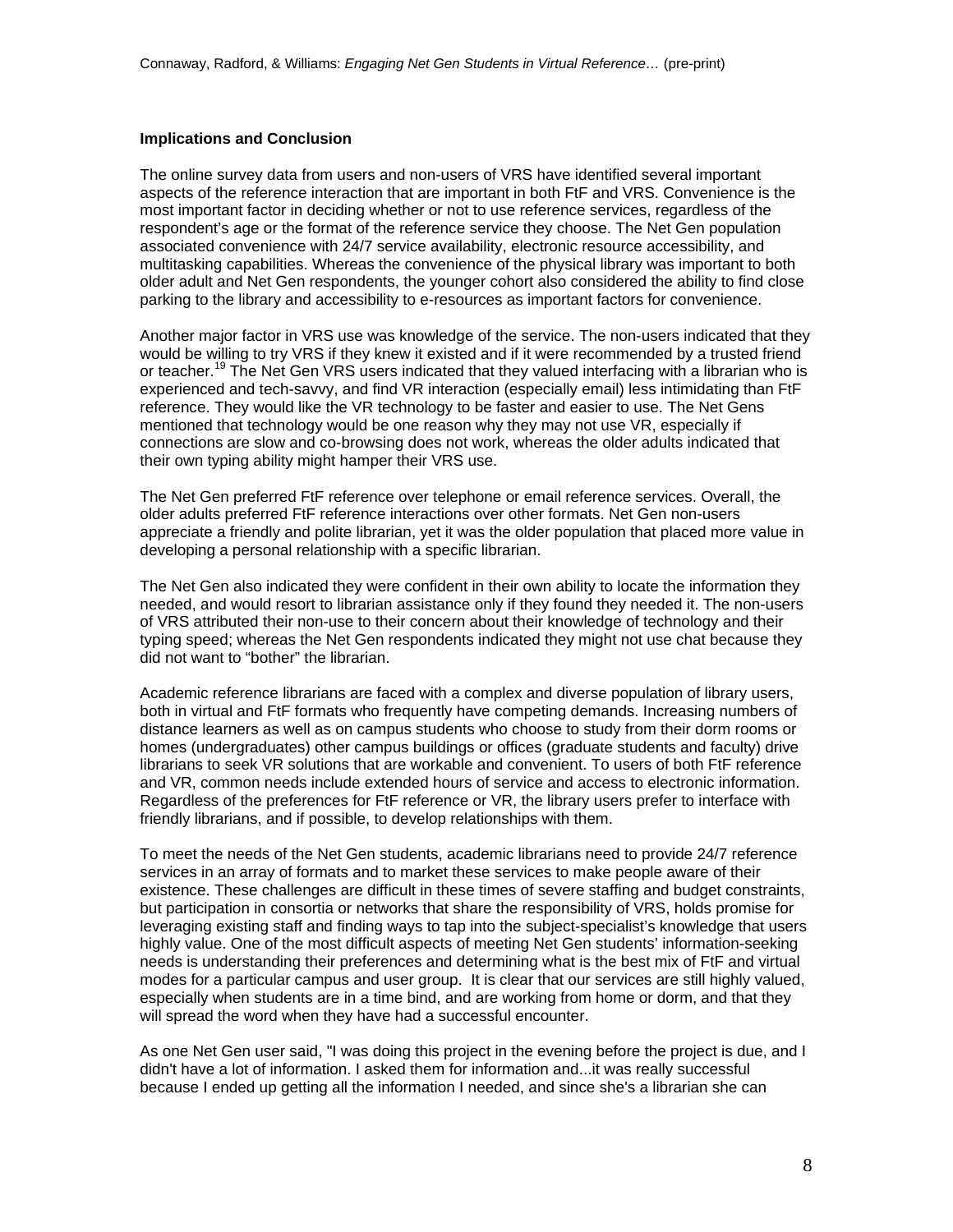**Implications and Conclusion**

The online survey data from users and non-users of VRS have identified several important aspects of the reference interaction that are important in both FtF and VRS. Convenience is the most important factor in deciding whether or not to use reference services, regardless of the respondent's age or the format of the reference service they choose. The Net Gen population associated convenience with 24/7 service availability, electronic resource accessibility, and multitasking capabilities. Whereas the convenience of the physical library was important to both older adult and Net Gen respondents, the younger cohort also considered the ability to find close parking to the library and accessibility to e-resources as important factors for convenience.

Another major factor in VRS use was knowledge of the service. The non-users indicated that they would be willing to try VRS if they knew it existed and if it were recommended by a trusted friend or teacher.[19] The Net Gen VRS users indicated that they valued interfacing with a librarian who is experienced and tech-savvy, and find VR interaction (especially email) less intimidating than FtF reference. They would like the VR technology to be faster and easier to use. The Net Gens mentioned that technology would be one reason why they may not use VR, especially if connections are slow and co-browsing does not work, whereas the older adults indicated that their own typing ability might hamper their VRS use.

The Net Gen preferred FtF reference over telephone or email reference services. Overall, the older adults preferred FtF reference interactions over other formats. Net Gen non-users appreciate a friendly and polite librarian, yet it was the older population that placed more value in developing a personal relationship with a specific librarian.

The Net Gen also indicated they were confident in their own ability to locate the information they needed, and would resort to librarian assistance only if they found they needed it. The non-users of VRS attributed their non-use to their concern about their knowledge of technology and their typing speed; whereas the Net Gen respondents indicated they might not use chat because they did not want to "bother" the librarian.

Academic reference librarians are faced with a complex and diverse population of library users, both in virtual and FtF formats who frequently have competing demands. Increasing numbers of distance learners as well as on campus students who choose to study from their dorm rooms or homes (undergraduates) other campus buildings or offices (graduate students and faculty) drive librarians to seek VR solutions that are workable and convenient. To users of both FtF reference and VR, common needs include extended hours of service and access to electronic information. Regardless of the preferences for FtF reference or VR, the library users prefer to interface with friendly librarians, and if possible, to develop relationships with them.

To meet the needs of the Net Gen students, academic librarians need to provide 24/7 reference services in an array of formats and to market these services to make people aware of their existence. These challenges are difficult in these times of severe staffing and budget constraints, but participation in consortia or networks that share the responsibility of VRS, holds promise for leveraging existing staff and finding ways to tap into the subject-specialist's knowledge that users highly value. One of the most difficult aspects of meeting Net Gen students' information-seeking needs is understanding their preferences and determining what is the best mix of FtF and virtual modes for a particular campus and user group. It is clear that our services are still highly valued, especially when students are in a time bind, and are working from home or dorm, and that they will spread the word when they have had a successful encounter.

As one Net Gen user said, "I was doing this project in the evening before the project is due, and I didn't have a lot of information. I asked them for information and...it was really successful because I ended up getting all the information I needed, and since she's a librarian she can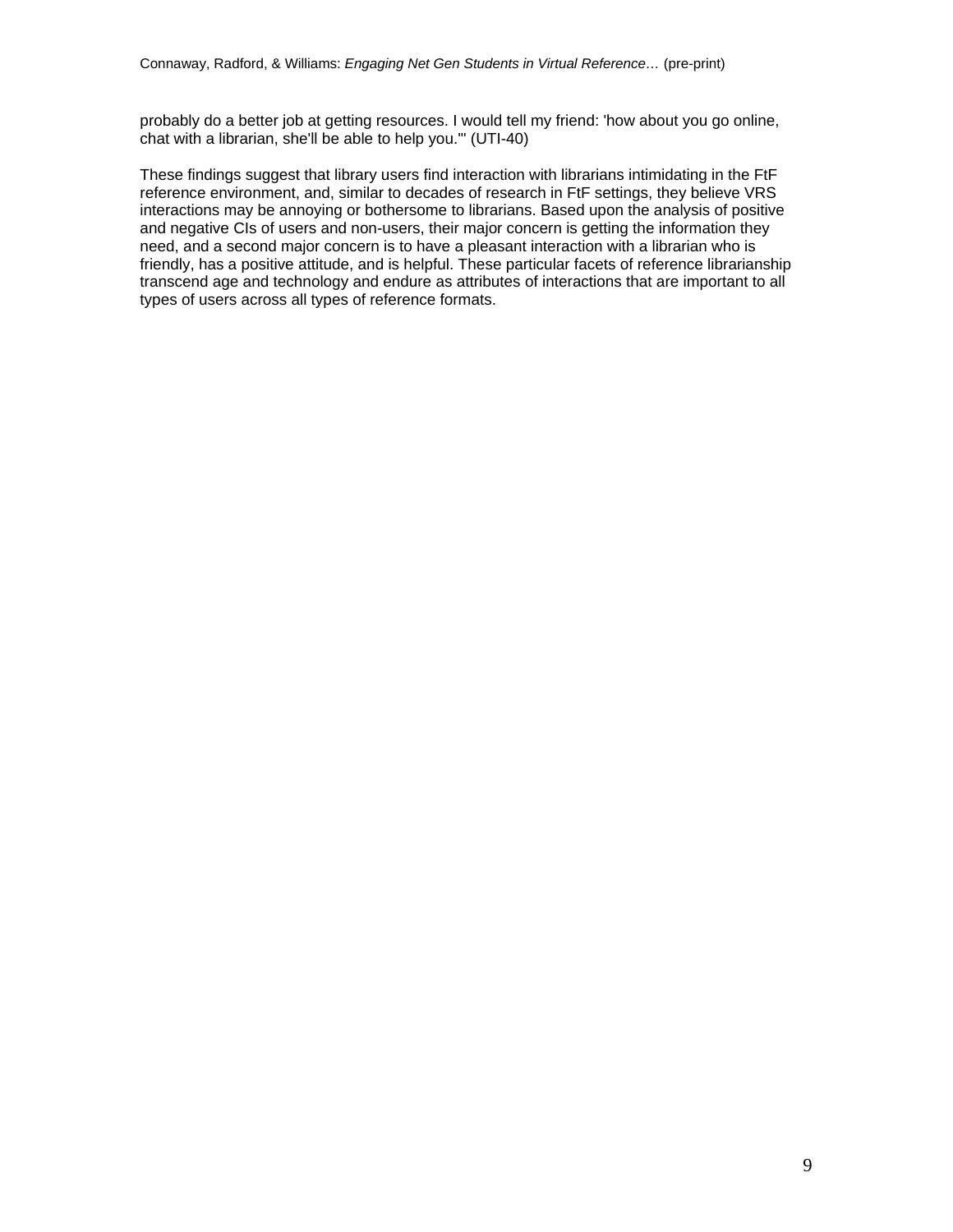probably do a better job at getting resources. I would tell my friend: 'how about you go online, chat with a librarian, she'll be able to help you.'" (UTI-40)

These findings suggest that library users find interaction with librarians intimidating in the FtF reference environment, and, similar to decades of research in FtF settings, they believe VRS interactions may be annoying or bothersome to librarians. Based upon the analysis of positive and negative CIs of users and non-users, their major concern is getting the information they need, and a second major concern is to have a pleasant interaction with a librarian who is friendly, has a positive attitude, and is helpful. These particular facets of reference librarianship transcend age and technology and endure as attributes of interactions that are important to all types of users across all types of reference formats.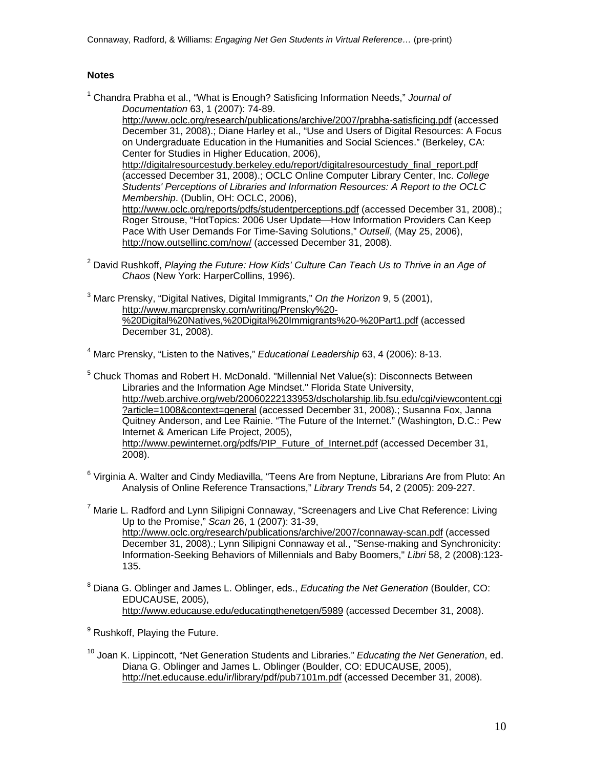**Notes**

[1] Chandra Prabha et al., "What is Enough? Satisficing Information Needs," *Journal of Documentation* 63, 1 (2007): 74-89. http://www.oclc.org/research/publications/archive/2007/prabha-satisficing.pdf (accessed December 31, 2008).; Diane Harley et al., "Use and Users of Digital Resources: A Focus on Undergraduate Education in the Humanities and Social Sciences." (Berkeley, CA: Center for Studies in Higher Education, 2006), http://digitalresourcestudy.berkeley.edu/report/digitalresourcestudy_final_report.pdf (accessed December 31, 2008).; OCLC Online Computer Library Center, Inc. *College Students' Perceptions of Libraries and Information Resources: A Report to the OCLC Membership*. (Dublin, OH: OCLC, 2006), http://www.oclc.org/reports/pdfs/studentperceptions.pdf (accessed December 31, 2008).; Roger Strouse, "HotTopics: 2006 User Update—How Information Providers Can Keep Pace With User Demands For Time-Saving Solutions," *Outsell*, (May 25, 2006), http://now.outsellinc.com/now/ (accessed December 31, 2008).

[2] David Rushkoff, *Playing the Future: How Kids' Culture Can Teach Us to Thrive in an Age of Chaos* (New York: HarperCollins, 1996).

[3] Marc Prensky, "Digital Natives, Digital Immigrants," *On the Horizon* 9, 5 (2001), http://www.marcprensky.com/writing/Prensky%20-%20Digital%20Natives,%20Digital%20Immigrants%20-%20Part1.pdf (accessed December 31, 2008).

[4] Marc Prensky, "Listen to the Natives," *Educational Leadership* 63, 4 (2006): 8-13.

[5] Chuck Thomas and Robert H. McDonald. "Millennial Net Value(s): Disconnects Between Libraries and the Information Age Mindset." Florida State University, http://web.archive.org/web/20060222133953/dscholarship.lib.fsu.edu/cgi/viewcontent.cgi?article=1008&context=general (accessed December 31, 2008).; Susanna Fox, Janna Quitney Anderson, and Lee Rainie. "The Future of the Internet." (Washington, D.C.: Pew Internet & American Life Project, 2005), http://www.pewinternet.org/pdfs/PIP_Future_of_Internet.pdf (accessed December 31, 2008).

[6] Virginia A. Walter and Cindy Mediavilla, "Teens Are from Neptune, Librarians Are from Pluto: An Analysis of Online Reference Transactions," *Library Trends* 54, 2 (2005): 209-227.

[7] Marie L. Radford and Lynn Silipigni Connaway, "Screenagers and Live Chat Reference: Living Up to the Promise," *Scan* 26, 1 (2007): 31-39, http://www.oclc.org/research/publications/archive/2007/connaway-scan.pdf (accessed December 31, 2008).; Lynn Silipigni Connaway et al., "Sense-making and Synchronicity: Information-Seeking Behaviors of Millennials and Baby Boomers," *Libri* 58, 2 (2008):123-135.

[8] Diana G. Oblinger and James L. Oblinger, eds., *Educating the Net Generation* (Boulder, CO: EDUCAUSE, 2005), http://www.educause.edu/educatingthenetgen/5989 (accessed December 31, 2008).

[9] Rushkoff, Playing the Future.

[10] Joan K. Lippincott, "Net Generation Students and Libraries." *Educating the Net Generation*, ed. Diana G. Oblinger and James L. Oblinger (Boulder, CO: EDUCAUSE, 2005), http://net.educause.edu/ir/library/pdf/pub7101m.pdf (accessed December 31, 2008).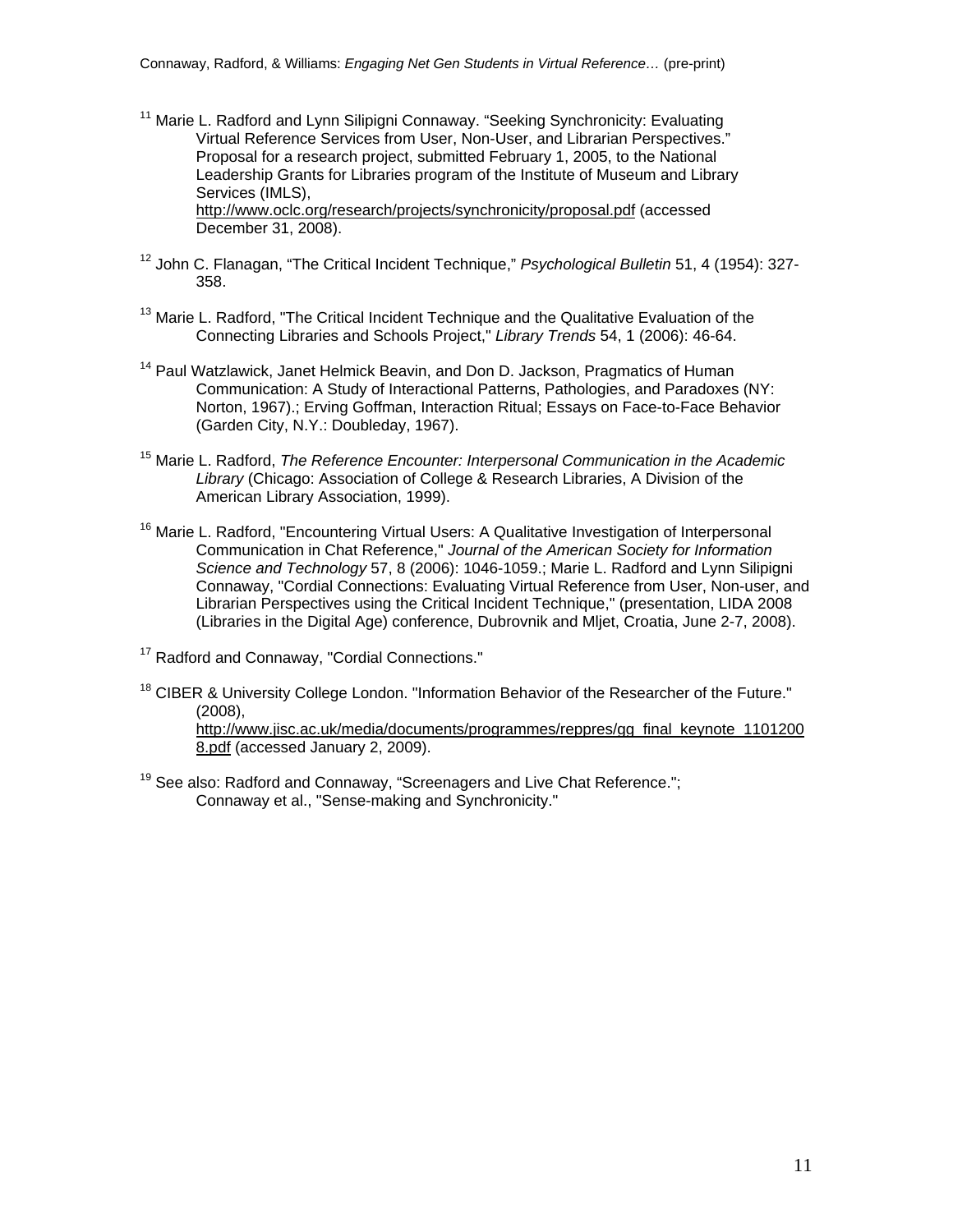[11] Marie L. Radford and Lynn Silipigni Connaway. "Seeking Synchronicity: Evaluating Virtual Reference Services from User, Non-User, and Librarian Perspectives." Proposal for a research project, submitted February 1, 2005, to the National Leadership Grants for Libraries program of the Institute of Museum and Library Services (IMLS), http://www.oclc.org/research/projects/synchronicity/proposal.pdf (accessed December 31, 2008).

[12] John C. Flanagan, "The Critical Incident Technique," *Psychological Bulletin* 51, 4 (1954): 327-358.

[13] Marie L. Radford, "The Critical Incident Technique and the Qualitative Evaluation of the Connecting Libraries and Schools Project," *Library Trends* 54, 1 (2006): 46-64.

[14] Paul Watzlawick, Janet Helmick Beavin, and Don D. Jackson, Pragmatics of Human Communication: A Study of Interactional Patterns, Pathologies, and Paradoxes (NY: Norton, 1967).; Erving Goffman, Interaction Ritual; Essays on Face-to-Face Behavior (Garden City, N.Y.: Doubleday, 1967).

[15] Marie L. Radford, *The Reference Encounter: Interpersonal Communication in the Academic Library* (Chicago: Association of College & Research Libraries, A Division of the American Library Association, 1999).

[16] Marie L. Radford, "Encountering Virtual Users: A Qualitative Investigation of Interpersonal Communication in Chat Reference," *Journal of the American Society for Information Science and Technology* 57, 8 (2006): 1046-1059.; Marie L. Radford and Lynn Silipigni Connaway, "Cordial Connections: Evaluating Virtual Reference from User, Non-user, and Librarian Perspectives using the Critical Incident Technique," (presentation, LIDA 2008 (Libraries in the Digital Age) conference, Dubrovnik and Mljet, Croatia, June 2-7, 2008).

[17] Radford and Connaway, "Cordial Connections."

[18] CIBER & University College London. "Information Behavior of the Researcher of the Future." (2008), http://www.jisc.ac.uk/media/documents/programmes/reppres/gg_final_keynote_11012008.pdf (accessed January 2, 2009).

[19] See also: Radford and Connaway, "Screenagers and Live Chat Reference."; Connaway et al., "Sense-making and Synchronicity."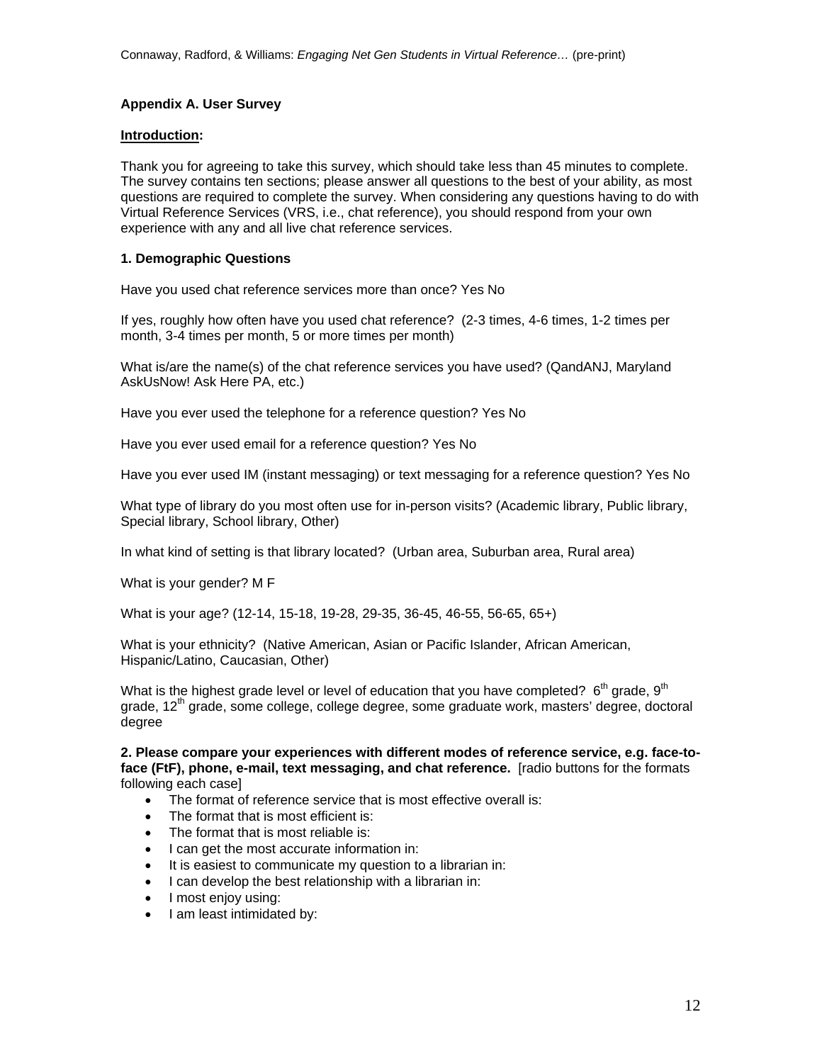## Appendix A. User Survey

**Introduction:**

Thank you for agreeing to take this survey, which should take less than 45 minutes to complete. The survey contains ten sections; please answer all questions to the best of your ability, as most questions are required to complete the survey. When considering any questions having to do with Virtual Reference Services (VRS, i.e., chat reference), you should respond from your own experience with any and all live chat reference services.

### 1. Demographic Questions

Have you used chat reference services more than once? Yes No

If yes, roughly how often have you used chat reference? (2-3 times, 4-6 times, 1-2 times per month, 3-4 times per month, 5 or more times per month)

What is/are the name(s) of the chat reference services you have used? (QandANJ, Maryland AskUsNow! Ask Here PA, etc.)

Have you ever used the telephone for a reference question? Yes No

Have you ever used email for a reference question? Yes No

Have you ever used IM (instant messaging) or text messaging for a reference question? Yes No

What type of library do you most often use for in-person visits? (Academic library, Public library, Special library, School library, Other)

In what kind of setting is that library located? (Urban area, Suburban area, Rural area)

What is your gender? M F

What is your age? (12-14, 15-18, 19-28, 29-35, 36-45, 46-55, 56-65, 65+)

What is your ethnicity? (Native American, Asian or Pacific Islander, African American, Hispanic/Latino, Caucasian, Other)

What is the highest grade level or level of education that you have completed? 6th grade, 9th grade, 12th grade, some college, college degree, some graduate work, masters' degree, doctoral degree

**2. Please compare your experiences with different modes of reference service, e.g. face-to-face (FtF), phone, e-mail, text messaging, and chat reference.** [radio buttons for the formats following each case]

- The format of reference service that is most effective overall is:
- The format that is most efficient is:
- The format that is most reliable is:
- I can get the most accurate information in:
- It is easiest to communicate my question to a librarian in:
- I can develop the best relationship with a librarian in:
- I most enjoy using:
- I am least intimidated by: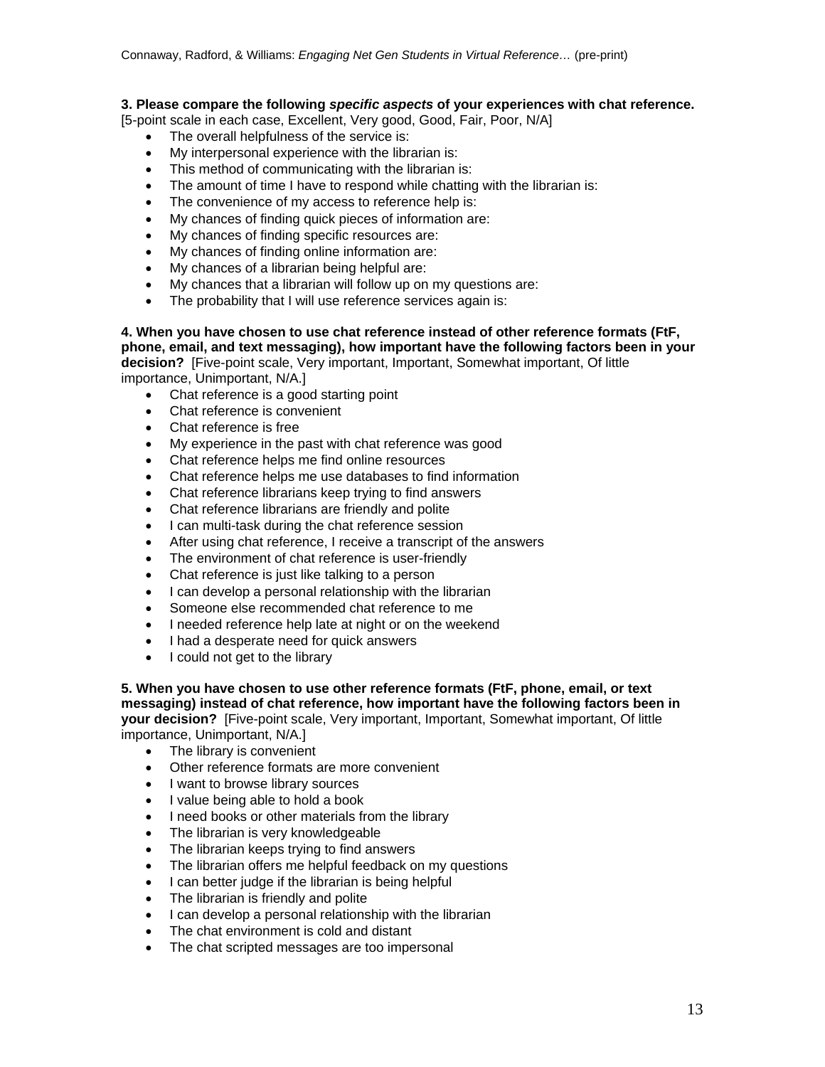**3. Please compare the following *specific aspects* of your experiences with chat reference.** [5-point scale in each case, Excellent, Very good, Good, Fair, Poor, N/A]

- The overall helpfulness of the service is:
- My interpersonal experience with the librarian is:
- This method of communicating with the librarian is:
- The amount of time I have to respond while chatting with the librarian is:
- The convenience of my access to reference help is:
- My chances of finding quick pieces of information are:
- My chances of finding specific resources are:
- My chances of finding online information are:
- My chances of a librarian being helpful are:
- My chances that a librarian will follow up on my questions are:
- The probability that I will use reference services again is:

**4. When you have chosen to use chat reference instead of other reference formats (FtF, phone, email, and text messaging), how important have the following factors been in your decision?** [Five-point scale, Very important, Important, Somewhat important, Of little importance, Unimportant, N/A.]

- Chat reference is a good starting point
- Chat reference is convenient
- Chat reference is free
- My experience in the past with chat reference was good
- Chat reference helps me find online resources
- Chat reference helps me use databases to find information
- Chat reference librarians keep trying to find answers
- Chat reference librarians are friendly and polite
- I can multi-task during the chat reference session
- After using chat reference, I receive a transcript of the answers
- The environment of chat reference is user-friendly
- Chat reference is just like talking to a person
- I can develop a personal relationship with the librarian
- Someone else recommended chat reference to me
- I needed reference help late at night or on the weekend
- I had a desperate need for quick answers
- I could not get to the library

**5. When you have chosen to use other reference formats (FtF, phone, email, or text messaging) instead of chat reference, how important have the following factors been in your decision?** [Five-point scale, Very important, Important, Somewhat important, Of little importance, Unimportant, N/A.]

- The library is convenient
- Other reference formats are more convenient
- I want to browse library sources
- I value being able to hold a book
- I need books or other materials from the library
- The librarian is very knowledgeable
- The librarian keeps trying to find answers
- The librarian offers me helpful feedback on my questions
- I can better judge if the librarian is being helpful
- The librarian is friendly and polite
- I can develop a personal relationship with the librarian
- The chat environment is cold and distant
- The chat scripted messages are too impersonal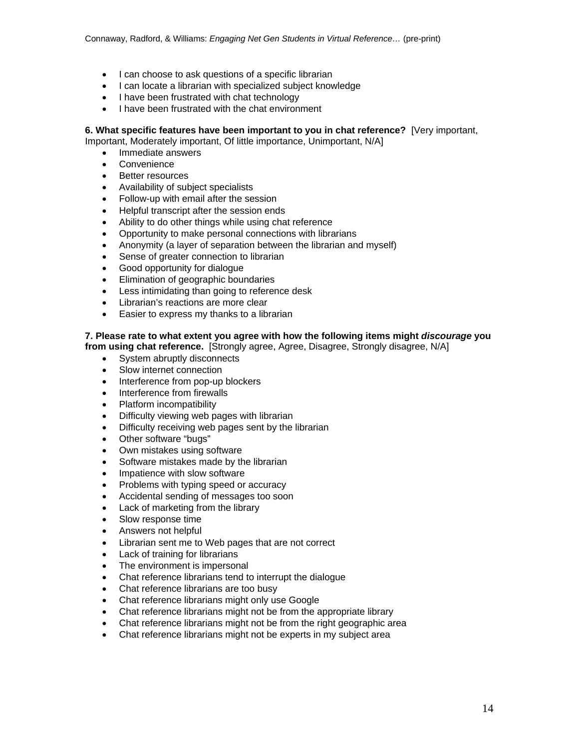- I can choose to ask questions of a specific librarian
- I can locate a librarian with specialized subject knowledge
- I have been frustrated with chat technology
- I have been frustrated with the chat environment

**6. What specific features have been important to you in chat reference?** [Very important, Important, Moderately important, Of little importance, Unimportant, N/A]

- Immediate answers
- Convenience
- Better resources
- Availability of subject specialists
- Follow-up with email after the session
- Helpful transcript after the session ends
- Ability to do other things while using chat reference
- Opportunity to make personal connections with librarians
- Anonymity (a layer of separation between the librarian and myself)
- Sense of greater connection to librarian
- Good opportunity for dialogue
- Elimination of geographic boundaries
- Less intimidating than going to reference desk
- Librarian's reactions are more clear
- Easier to express my thanks to a librarian

**7. Please rate to what extent you agree with how the following items might *discourage* you from using chat reference.** [Strongly agree, Agree, Disagree, Strongly disagree, N/A]

- System abruptly disconnects
- Slow internet connection
- Interference from pop-up blockers
- Interference from firewalls
- Platform incompatibility
- Difficulty viewing web pages with librarian
- Difficulty receiving web pages sent by the librarian
- Other software "bugs"
- Own mistakes using software
- Software mistakes made by the librarian
- Impatience with slow software
- Problems with typing speed or accuracy
- Accidental sending of messages too soon
- Lack of marketing from the library
- Slow response time
- Answers not helpful
- Librarian sent me to Web pages that are not correct
- Lack of training for librarians
- The environment is impersonal
- Chat reference librarians tend to interrupt the dialogue
- Chat reference librarians are too busy
- Chat reference librarians might only use Google
- Chat reference librarians might not be from the appropriate library
- Chat reference librarians might not be from the right geographic area
- Chat reference librarians might not be experts in my subject area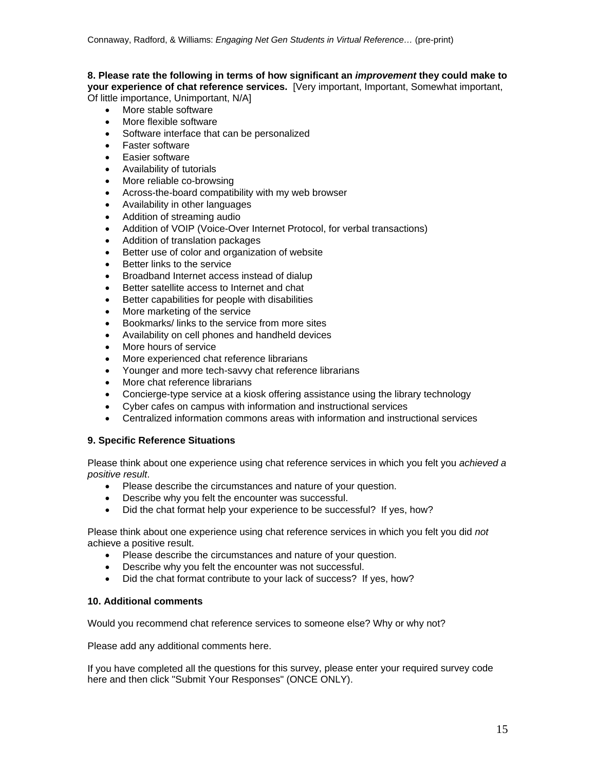**8. Please rate the following in terms of how significant an *improvement* they could make to your experience of chat reference services.** [Very important, Important, Somewhat important, Of little importance, Unimportant, N/A]

- More stable software
- More flexible software
- Software interface that can be personalized
- Faster software
- Easier software
- Availability of tutorials
- More reliable co-browsing
- Across-the-board compatibility with my web browser
- Availability in other languages
- Addition of streaming audio
- Addition of VOIP (Voice-Over Internet Protocol, for verbal transactions)
- Addition of translation packages
- Better use of color and organization of website
- Better links to the service
- Broadband Internet access instead of dialup
- Better satellite access to Internet and chat
- Better capabilities for people with disabilities
- More marketing of the service
- Bookmarks/ links to the service from more sites
- Availability on cell phones and handheld devices
- More hours of service
- More experienced chat reference librarians
- Younger and more tech-savvy chat reference librarians
- More chat reference librarians
- Concierge-type service at a kiosk offering assistance using the library technology
- Cyber cafes on campus with information and instructional services
- Centralized information commons areas with information and instructional services

**9. Specific Reference Situations**

Please think about one experience using chat reference services in which you felt you *achieved a positive result*.

- Please describe the circumstances and nature of your question.
- Describe why you felt the encounter was successful.
- Did the chat format help your experience to be successful? If yes, how?

Please think about one experience using chat reference services in which you felt you did *not* achieve a positive result.

- Please describe the circumstances and nature of your question.
- Describe why you felt the encounter was not successful.
- Did the chat format contribute to your lack of success? If yes, how?

**10. Additional comments**

Would you recommend chat reference services to someone else? Why or why not?

Please add any additional comments here.

If you have completed all the questions for this survey, please enter your required survey code here and then click "Submit Your Responses" (ONCE ONLY).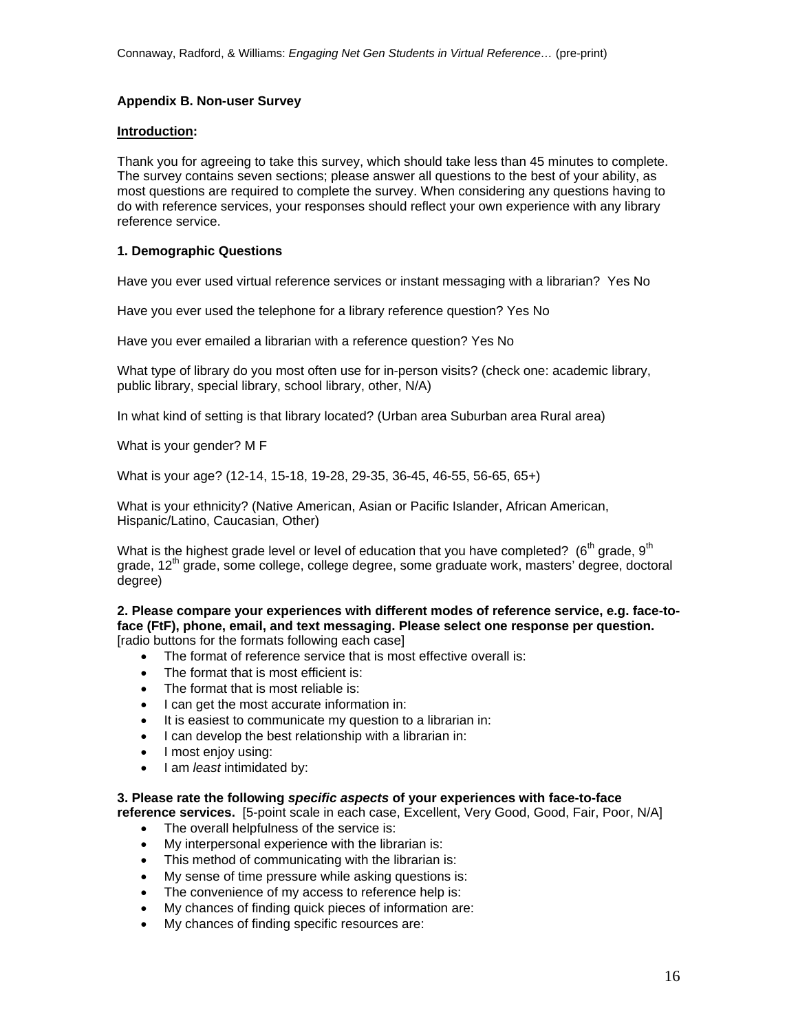**Appendix B. Non-user Survey**

**<u>Introduction</u>:**

Thank you for agreeing to take this survey, which should take less than 45 minutes to complete. The survey contains seven sections; please answer all questions to the best of your ability, as most questions are required to complete the survey. When considering any questions having to do with reference services, your responses should reflect your own experience with any library reference service.

**1. Demographic Questions**

Have you ever used virtual reference services or instant messaging with a librarian? Yes No

Have you ever used the telephone for a library reference question? Yes No

Have you ever emailed a librarian with a reference question? Yes No

What type of library do you most often use for in-person visits? (check one: academic library, public library, special library, school library, other, N/A)

In what kind of setting is that library located? (Urban area Suburban area Rural area)

What is your gender? M F

What is your age? (12-14, 15-18, 19-28, 29-35, 36-45, 46-55, 56-65, 65+)

What is your ethnicity? (Native American, Asian or Pacific Islander, African American, Hispanic/Latino, Caucasian, Other)

What is the highest grade level or level of education that you have completed? (6th grade, 9th grade, 12th grade, some college, college degree, some graduate work, masters' degree, doctoral degree)

**2. Please compare your experiences with different modes of reference service, e.g. face-to-face (FtF), phone, email, and text messaging. Please select one response per question.** [radio buttons for the formats following each case]

- The format of reference service that is most effective overall is:
- The format that is most efficient is:
- The format that is most reliable is:
- I can get the most accurate information in:
- It is easiest to communicate my question to a librarian in:
- I can develop the best relationship with a librarian in:
- I most enjoy using:
- I am *least* intimidated by:

**3. Please rate the following *specific aspects* of your experiences with face-to-face reference services.** [5-point scale in each case, Excellent, Very Good, Good, Fair, Poor, N/A]

- The overall helpfulness of the service is:
- My interpersonal experience with the librarian is:
- This method of communicating with the librarian is:
- My sense of time pressure while asking questions is:
- The convenience of my access to reference help is:
- My chances of finding quick pieces of information are:
- My chances of finding specific resources are: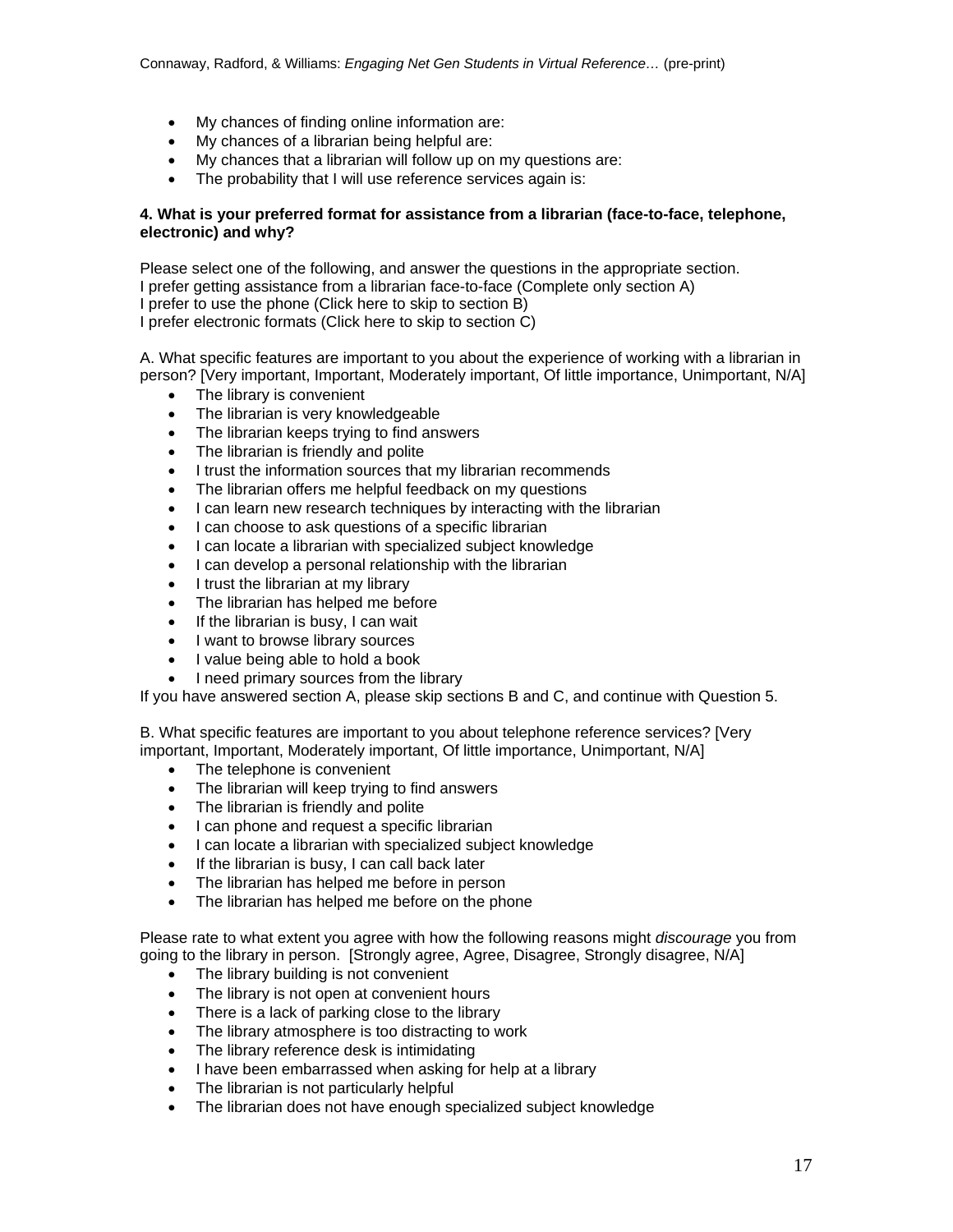- My chances of finding online information are:
- My chances of a librarian being helpful are:
- My chances that a librarian will follow up on my questions are:
- The probability that I will use reference services again is:

**4. What is your preferred format for assistance from a librarian (face-to-face, telephone, electronic) and why?**

Please select one of the following, and answer the questions in the appropriate section.
I prefer getting assistance from a librarian face-to-face (Complete only section A)
I prefer to use the phone (Click here to skip to section B)
I prefer electronic formats (Click here to skip to section C)

A. What specific features are important to you about the experience of working with a librarian in person? [Very important, Important, Moderately important, Of little importance, Unimportant, N/A]

- The library is convenient
- The librarian is very knowledgeable
- The librarian keeps trying to find answers
- The librarian is friendly and polite
- I trust the information sources that my librarian recommends
- The librarian offers me helpful feedback on my questions
- I can learn new research techniques by interacting with the librarian
- I can choose to ask questions of a specific librarian
- I can locate a librarian with specialized subject knowledge
- I can develop a personal relationship with the librarian
- I trust the librarian at my library
- The librarian has helped me before
- If the librarian is busy, I can wait
- I want to browse library sources
- I value being able to hold a book
- I need primary sources from the library

If you have answered section A, please skip sections B and C, and continue with Question 5.

B. What specific features are important to you about telephone reference services? [Very important, Important, Moderately important, Of little importance, Unimportant, N/A]

- The telephone is convenient
- The librarian will keep trying to find answers
- The librarian is friendly and polite
- I can phone and request a specific librarian
- I can locate a librarian with specialized subject knowledge
- If the librarian is busy, I can call back later
- The librarian has helped me before in person
- The librarian has helped me before on the phone

Please rate to what extent you agree with how the following reasons might *discourage* you from going to the library in person. [Strongly agree, Agree, Disagree, Strongly disagree, N/A]

- The library building is not convenient
- The library is not open at convenient hours
- There is a lack of parking close to the library
- The library atmosphere is too distracting to work
- The library reference desk is intimidating
- I have been embarrassed when asking for help at a library
- The librarian is not particularly helpful
- The librarian does not have enough specialized subject knowledge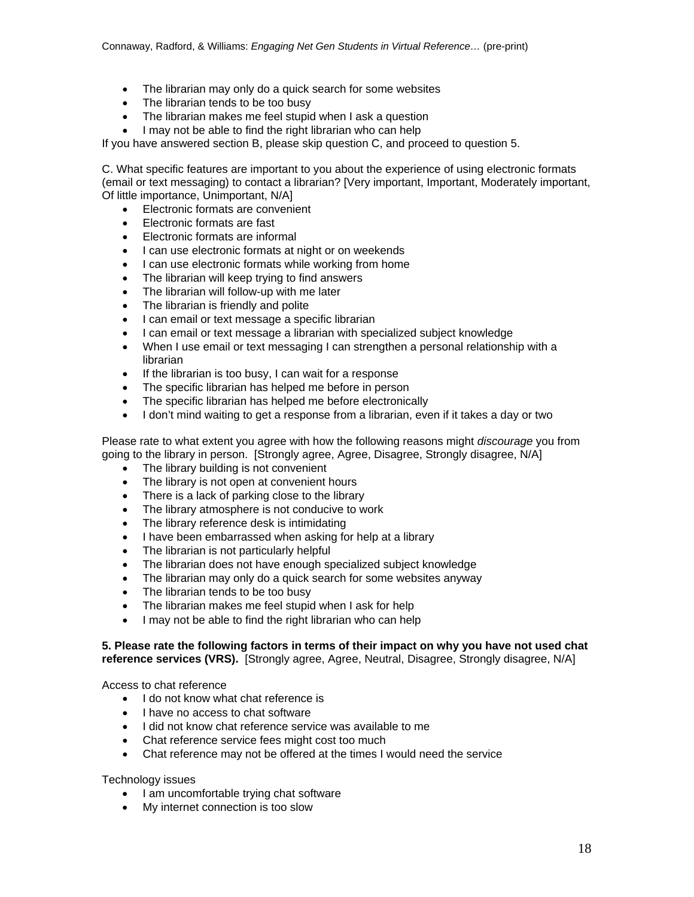- The librarian may only do a quick search for some websites
- The librarian tends to be too busy
- The librarian makes me feel stupid when I ask a question
- I may not be able to find the right librarian who can help

If you have answered section B, please skip question C, and proceed to question 5.

C. What specific features are important to you about the experience of using electronic formats (email or text messaging) to contact a librarian? [Very important, Important, Moderately important, Of little importance, Unimportant, N/A]

- Electronic formats are convenient
- Electronic formats are fast
- Electronic formats are informal
- I can use electronic formats at night or on weekends
- I can use electronic formats while working from home
- The librarian will keep trying to find answers
- The librarian will follow-up with me later
- The librarian is friendly and polite
- I can email or text message a specific librarian
- I can email or text message a librarian with specialized subject knowledge
- When I use email or text messaging I can strengthen a personal relationship with a librarian
- If the librarian is too busy, I can wait for a response
- The specific librarian has helped me before in person
- The specific librarian has helped me before electronically
- I don't mind waiting to get a response from a librarian, even if it takes a day or two

Please rate to what extent you agree with how the following reasons might *discourage* you from going to the library in person. [Strongly agree, Agree, Disagree, Strongly disagree, N/A]

- The library building is not convenient
- The library is not open at convenient hours
- There is a lack of parking close to the library
- The library atmosphere is not conducive to work
- The library reference desk is intimidating
- I have been embarrassed when asking for help at a library
- The librarian is not particularly helpful
- The librarian does not have enough specialized subject knowledge
- The librarian may only do a quick search for some websites anyway
- The librarian tends to be too busy
- The librarian makes me feel stupid when I ask for help
- I may not be able to find the right librarian who can help

**5. Please rate the following factors in terms of their impact on why you have not used chat reference services (VRS).** [Strongly agree, Agree, Neutral, Disagree, Strongly disagree, N/A]

Access to chat reference

- I do not know what chat reference is
- I have no access to chat software
- I did not know chat reference service was available to me
- Chat reference service fees might cost too much
- Chat reference may not be offered at the times I would need the service

Technology issues

- I am uncomfortable trying chat software
- My internet connection is too slow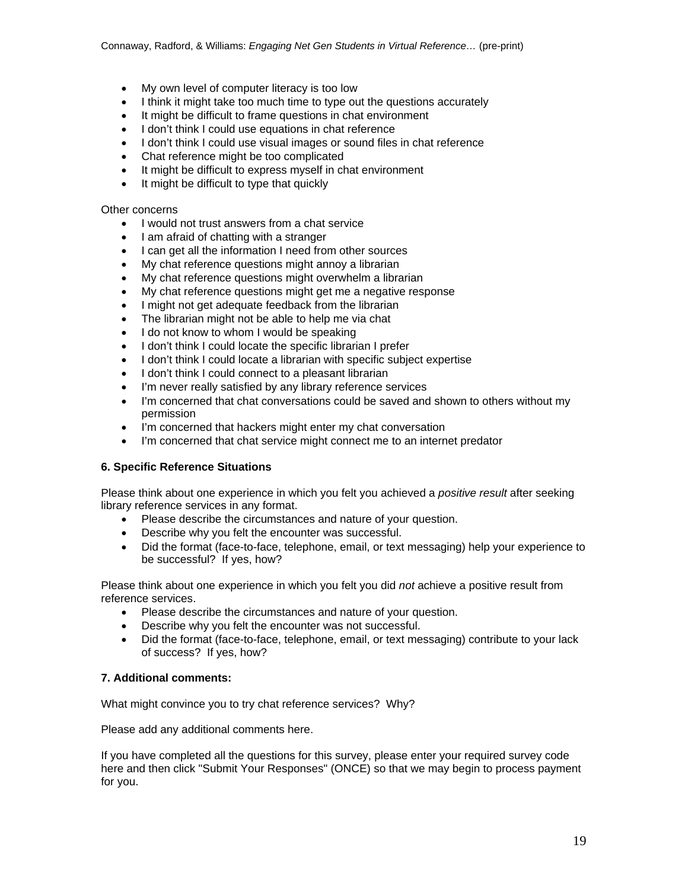- My own level of computer literacy is too low
- I think it might take too much time to type out the questions accurately
- It might be difficult to frame questions in chat environment
- I don't think I could use equations in chat reference
- I don't think I could use visual images or sound files in chat reference
- Chat reference might be too complicated
- It might be difficult to express myself in chat environment
- It might be difficult to type that quickly

Other concerns

- I would not trust answers from a chat service
- I am afraid of chatting with a stranger
- I can get all the information I need from other sources
- My chat reference questions might annoy a librarian
- My chat reference questions might overwhelm a librarian
- My chat reference questions might get me a negative response
- I might not get adequate feedback from the librarian
- The librarian might not be able to help me via chat
- I do not know to whom I would be speaking
- I don't think I could locate the specific librarian I prefer
- I don't think I could locate a librarian with specific subject expertise
- I don't think I could connect to a pleasant librarian
- I'm never really satisfied by any library reference services
- I'm concerned that chat conversations could be saved and shown to others without my permission
- I'm concerned that hackers might enter my chat conversation
- I'm concerned that chat service might connect me to an internet predator

**6. Specific Reference Situations**

Please think about one experience in which you felt you achieved a *positive result* after seeking library reference services in any format.

- Please describe the circumstances and nature of your question.
- Describe why you felt the encounter was successful.
- Did the format (face-to-face, telephone, email, or text messaging) help your experience to be successful? If yes, how?

Please think about one experience in which you felt you did *not* achieve a positive result from reference services.

- Please describe the circumstances and nature of your question.
- Describe why you felt the encounter was not successful.
- Did the format (face-to-face, telephone, email, or text messaging) contribute to your lack of success? If yes, how?

**7. Additional comments:**

What might convince you to try chat reference services? Why?

Please add any additional comments here.

If you have completed all the questions for this survey, please enter your required survey code here and then click "Submit Your Responses" (ONCE) so that we may begin to process payment for you.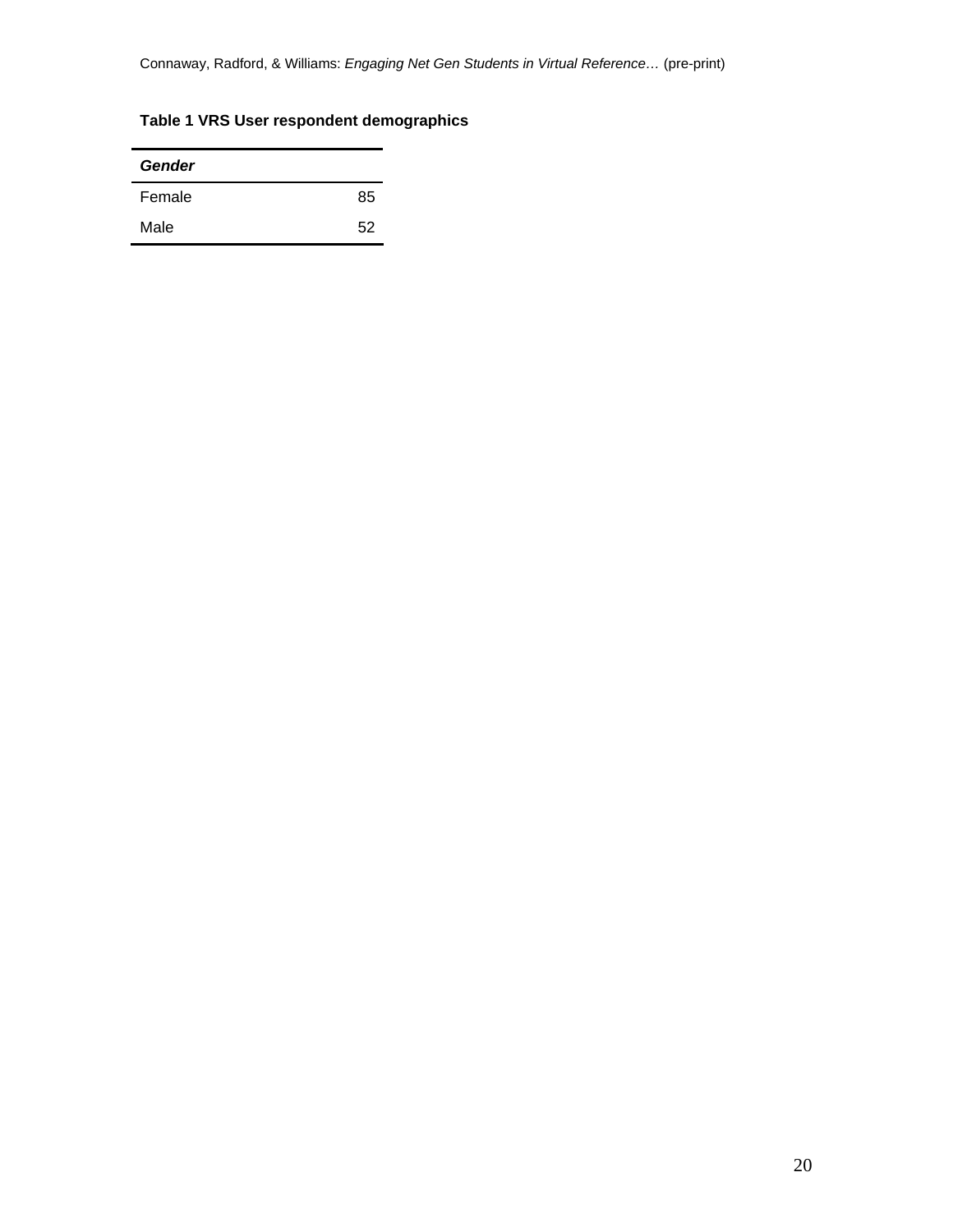**Table 1 VRS User respondent demographics**

| ***Gender*** | |
|---|---|
| Female | 85 |
| Male | 52 |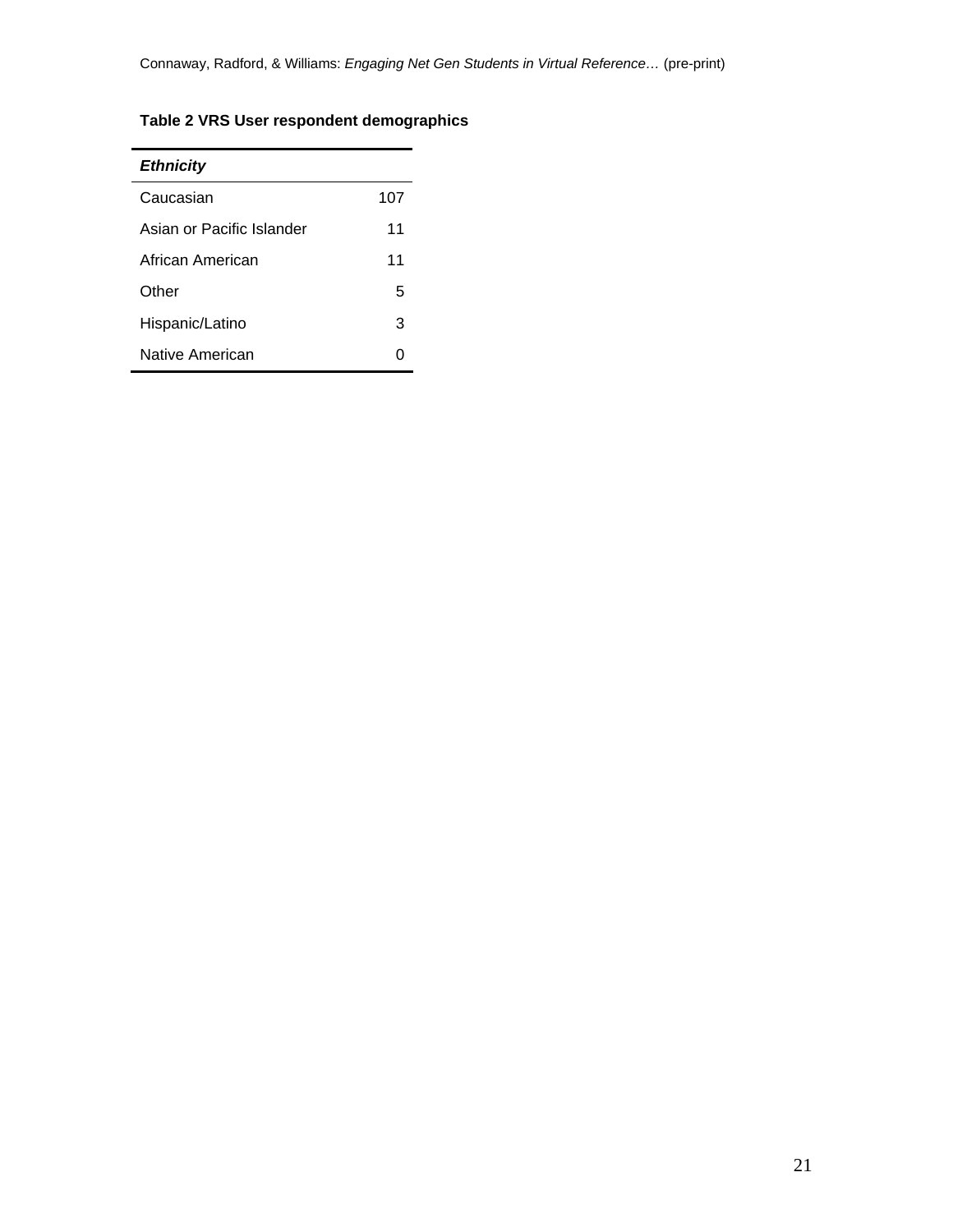**Table 2 VRS User respondent demographics**

| ***Ethnicity*** | |
|---|---|
| Caucasian | 107 |
| Asian or Pacific Islander | 11 |
| African American | 11 |
| Other | 5 |
| Hispanic/Latino | 3 |
| Native American | 0 |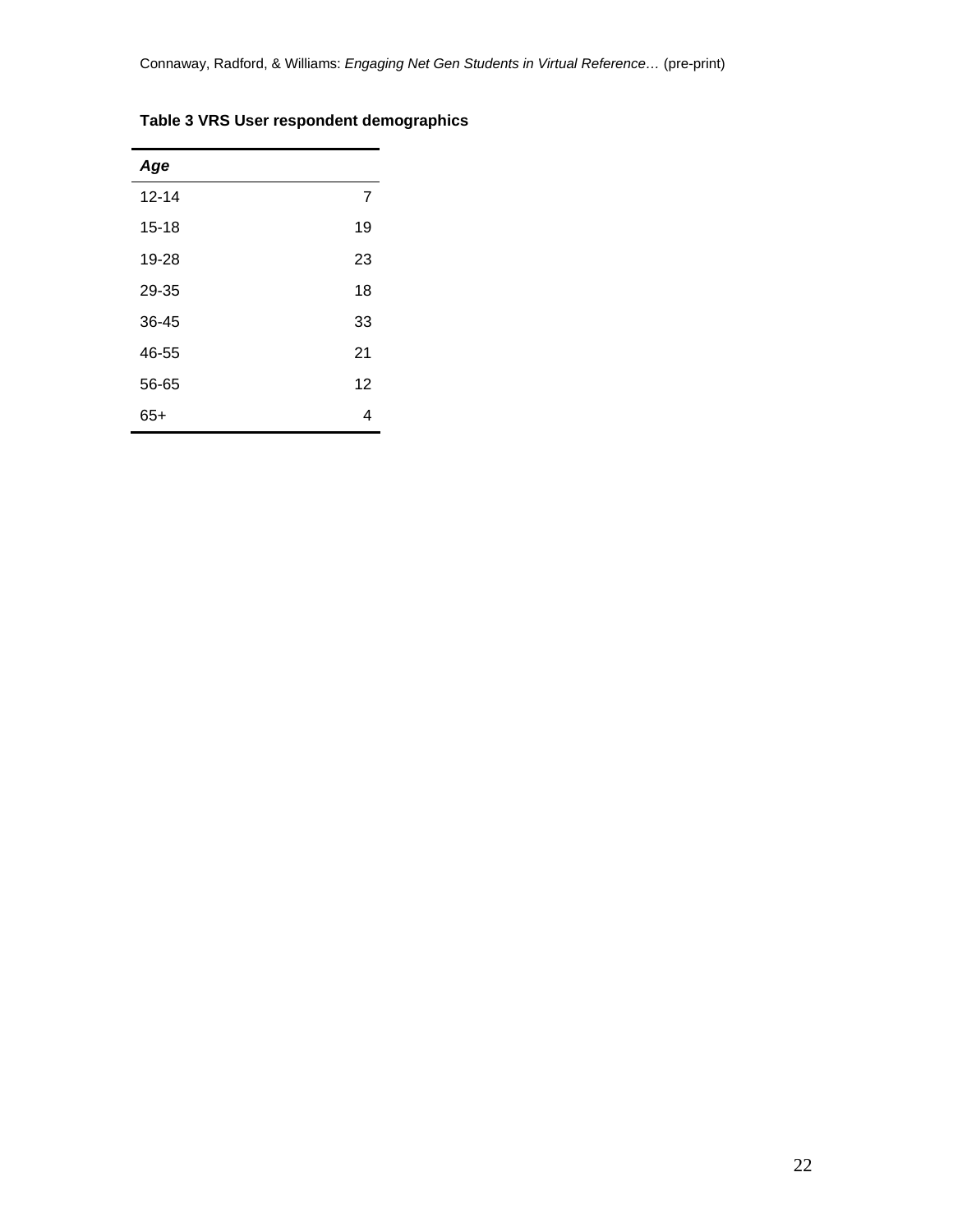**Table 3 VRS User respondent demographics**

| *Age* | |
|---|---|
| 12-14 | 7 |
| 15-18 | 19 |
| 19-28 | 23 |
| 29-35 | 18 |
| 36-45 | 33 |
| 46-55 | 21 |
| 56-65 | 12 |
| 65+ | 4 |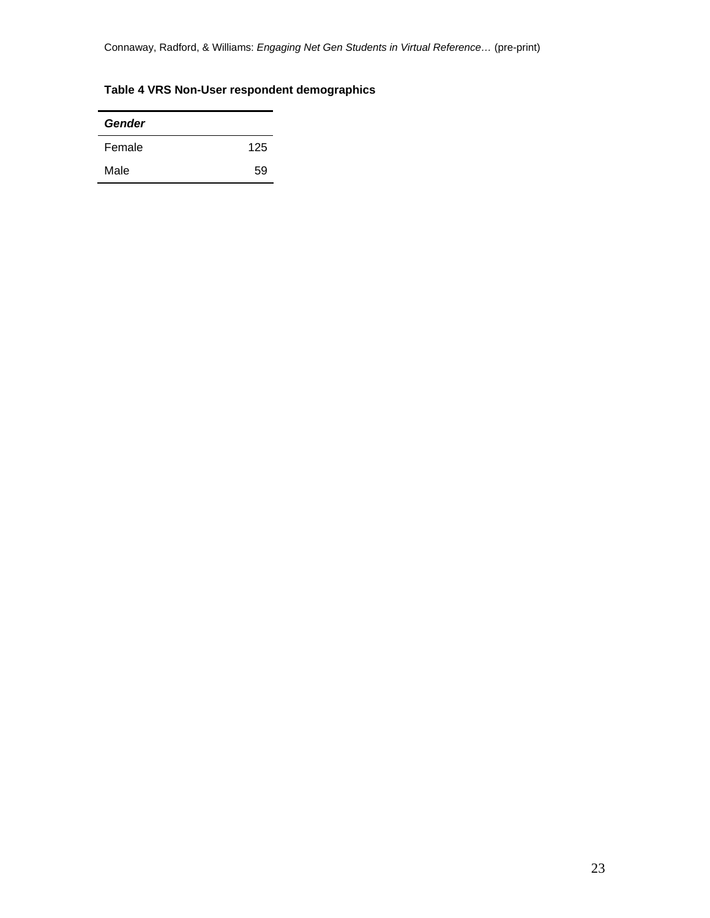**Table 4 VRS Non-User respondent demographics**

| *Gender* | |
|---|---|
| Female | 125 |
| Male | 59 |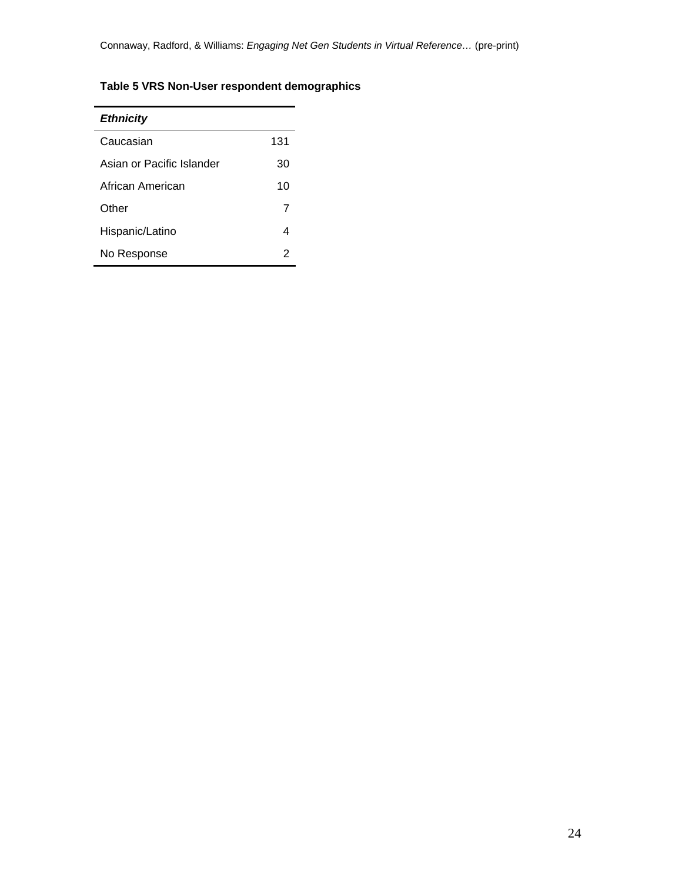**Table 5 VRS Non-User respondent demographics**

| ***Ethnicity*** | |
|---|---|
| Caucasian | 131 |
| Asian or Pacific Islander | 30 |
| African American | 10 |
| Other | 7 |
| Hispanic/Latino | 4 |
| No Response | 2 |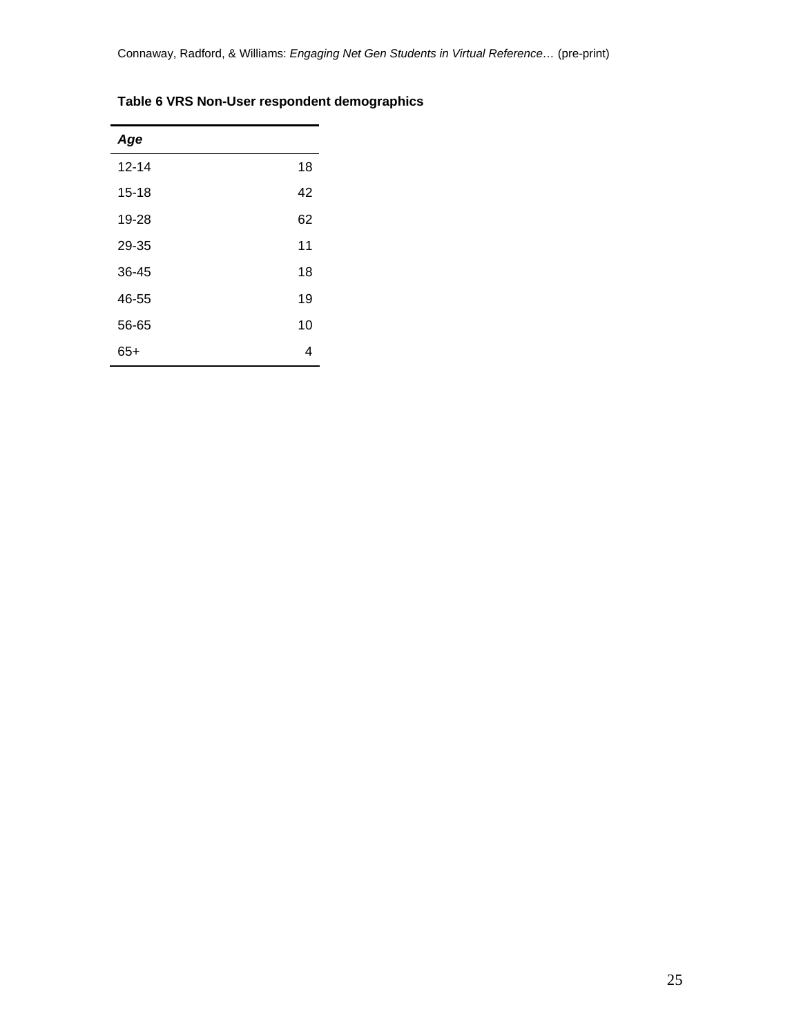**Table 6 VRS Non-User respondent demographics**

| *Age* | |
|---|---|
| 12-14 | 18 |
| 15-18 | 42 |
| 19-28 | 62 |
| 29-35 | 11 |
| 36-45 | 18 |
| 46-55 | 19 |
| 56-65 | 10 |
| 65+ | 4 |